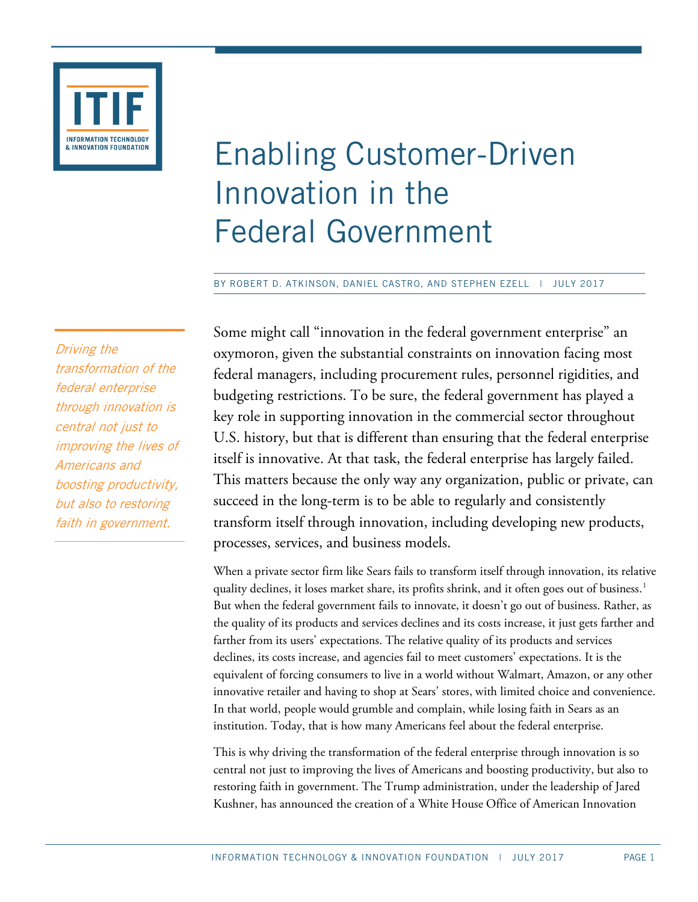# Enabling Customer-Driven Innovation in the Federal Government

BY ROBERT D. ATKINSON, DANIEL CASTRO, AND STEPHEN EZELL | JULY 2017

*Driving the transformation of the federal enterprise through innovation is central not just to improving the lives of Americans and boosting productivity, but also to restoring faith in government.*

Some might call "innovation in the federal government enterprise" an oxymoron, given the substantial constraints on innovation facing most federal managers, including procurement rules, personnel rigidities, and budgeting restrictions. To be sure, the federal government has played a key role in supporting innovation in the commercial sector throughout U.S. history, but that is different than ensuring that the federal enterprise itself is innovative. At that task, the federal enterprise has largely failed. This matters because the only way any organization, public or private, can succeed in the long-term is to be able to regularly and consistently transform itself through innovation, including developing new products, processes, services, and business models.

When a private sector firm like Sears fails to transform itself through innovation, its relative quality declines, it loses market share, its profits shrink, and it often goes out of business.[1] But when the federal government fails to innovate, it doesn't go out of business. Rather, as the quality of its products and services declines and its costs increase, it just gets farther and farther from its users' expectations. The relative quality of its products and services declines, its costs increase, and agencies fail to meet customers' expectations. It is the equivalent of forcing consumers to live in a world without Walmart, Amazon, or any other innovative retailer and having to shop at Sears' stores, with limited choice and convenience. In that world, people would grumble and complain, while losing faith in Sears as an institution. Today, that is how many Americans feel about the federal enterprise.

This is why driving the transformation of the federal enterprise through innovation is so central not just to improving the lives of Americans and boosting productivity, but also to restoring faith in government. The Trump administration, under the leadership of Jared Kushner, has announced the creation of a White House Office of American Innovation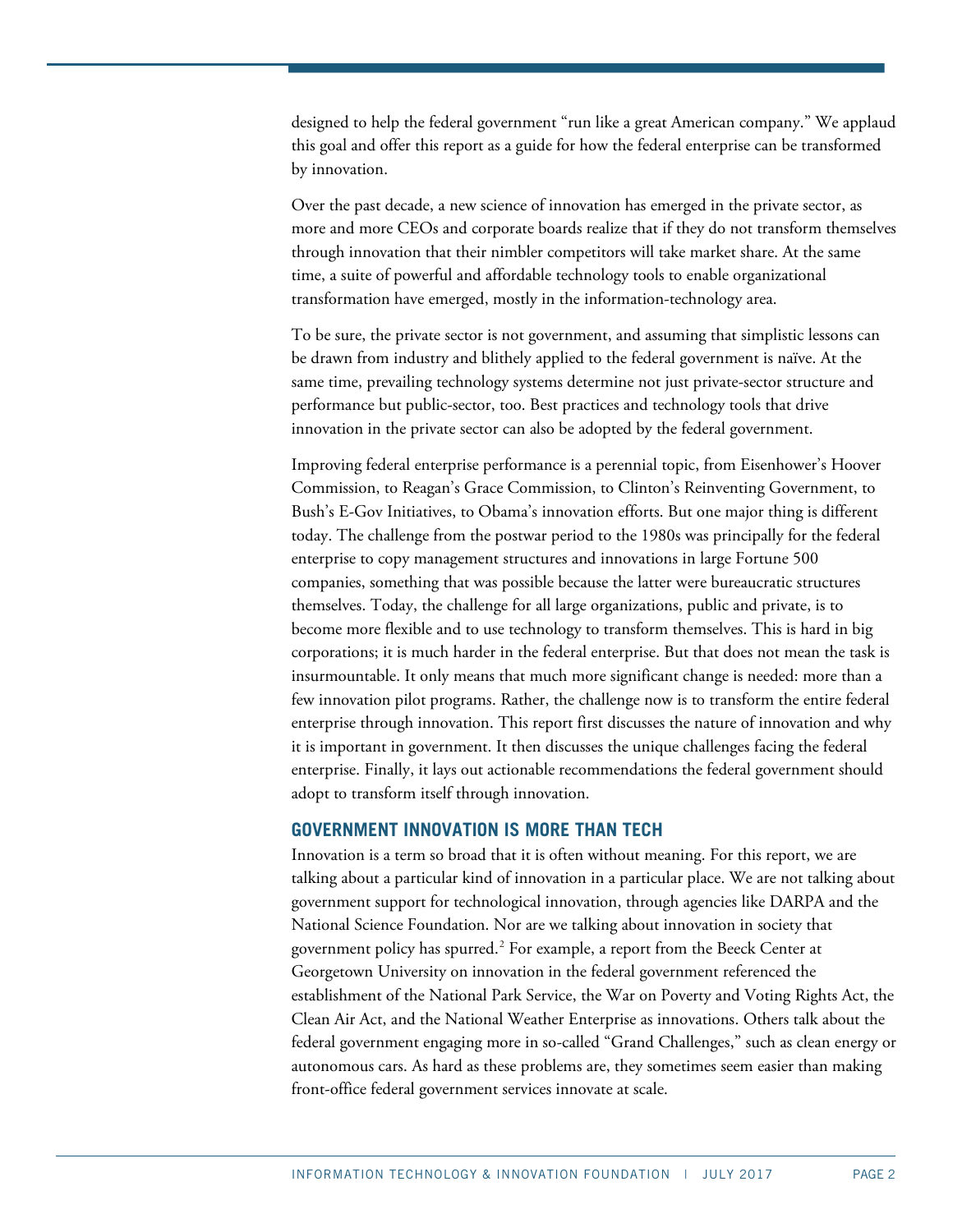designed to help the federal government "run like a great American company." We applaud this goal and offer this report as a guide for how the federal enterprise can be transformed by innovation.

Over the past decade, a new science of innovation has emerged in the private sector, as more and more CEOs and corporate boards realize that if they do not transform themselves through innovation that their nimbler competitors will take market share. At the same time, a suite of powerful and affordable technology tools to enable organizational transformation have emerged, mostly in the information-technology area.

To be sure, the private sector is not government, and assuming that simplistic lessons can be drawn from industry and blithely applied to the federal government is naïve. At the same time, prevailing technology systems determine not just private-sector structure and performance but public-sector, too. Best practices and technology tools that drive innovation in the private sector can also be adopted by the federal government.

Improving federal enterprise performance is a perennial topic, from Eisenhower's Hoover Commission, to Reagan's Grace Commission, to Clinton's Reinventing Government, to Bush's E-Gov Initiatives, to Obama's innovation efforts. But one major thing is different today. The challenge from the postwar period to the 1980s was principally for the federal enterprise to copy management structures and innovations in large Fortune 500 companies, something that was possible because the latter were bureaucratic structures themselves. Today, the challenge for all large organizations, public and private, is to become more flexible and to use technology to transform themselves. This is hard in big corporations; it is much harder in the federal enterprise. But that does not mean the task is insurmountable. It only means that much more significant change is needed: more than a few innovation pilot programs. Rather, the challenge now is to transform the entire federal enterprise through innovation. This report first discusses the nature of innovation and why it is important in government. It then discusses the unique challenges facing the federal enterprise. Finally, it lays out actionable recommendations the federal government should adopt to transform itself through innovation.

## GOVERNMENT INNOVATION IS MORE THAN TECH

Innovation is a term so broad that it is often without meaning. For this report, we are talking about a particular kind of innovation in a particular place. We are not talking about government support for technological innovation, through agencies like DARPA and the National Science Foundation. Nor are we talking about innovation in society that government policy has spurred.[2] For example, a report from the Beeck Center at Georgetown University on innovation in the federal government referenced the establishment of the National Park Service, the War on Poverty and Voting Rights Act, the Clean Air Act, and the National Weather Enterprise as innovations. Others talk about the federal government engaging more in so-called "Grand Challenges," such as clean energy or autonomous cars. As hard as these problems are, they sometimes seem easier than making front-office federal government services innovate at scale.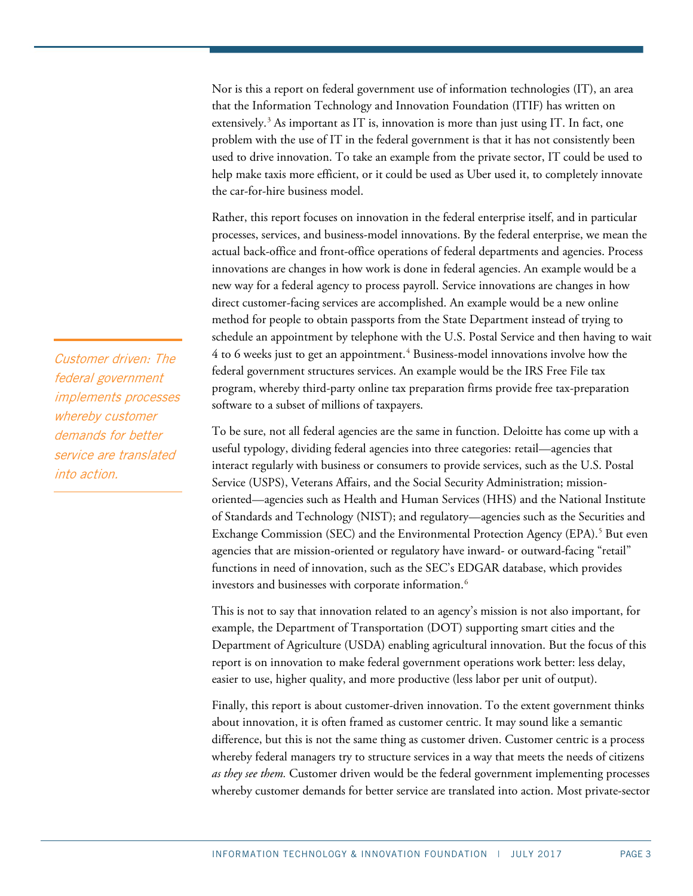Nor is this a report on federal government use of information technologies (IT), an area that the Information Technology and Innovation Foundation (ITIF) has written on extensively.[3] As important as IT is, innovation is more than just using IT. In fact, one problem with the use of IT in the federal government is that it has not consistently been used to drive innovation. To take an example from the private sector, IT could be used to help make taxis more efficient, or it could be used as Uber used it, to completely innovate the car-for-hire business model.

Rather, this report focuses on innovation in the federal enterprise itself, and in particular processes, services, and business-model innovations. By the federal enterprise, we mean the actual back-office and front-office operations of federal departments and agencies. Process innovations are changes in how work is done in federal agencies. An example would be a new way for a federal agency to process payroll. Service innovations are changes in how direct customer-facing services are accomplished. An example would be a new online method for people to obtain passports from the State Department instead of trying to schedule an appointment by telephone with the U.S. Postal Service and then having to wait 4 to 6 weeks just to get an appointment.[4] Business-model innovations involve how the federal government structures services. An example would be the IRS Free File tax program, whereby third-party online tax preparation firms provide free tax-preparation software to a subset of millions of taxpayers.

*Customer driven: The federal government implements processes whereby customer demands for better service are translated into action.*

To be sure, not all federal agencies are the same in function. Deloitte has come up with a useful typology, dividing federal agencies into three categories: retail—agencies that interact regularly with business or consumers to provide services, such as the U.S. Postal Service (USPS), Veterans Affairs, and the Social Security Administration; mission-oriented—agencies such as Health and Human Services (HHS) and the National Institute of Standards and Technology (NIST); and regulatory—agencies such as the Securities and Exchange Commission (SEC) and the Environmental Protection Agency (EPA).[5] But even agencies that are mission-oriented or regulatory have inward- or outward-facing "retail" functions in need of innovation, such as the SEC's EDGAR database, which provides investors and businesses with corporate information.[6]

This is not to say that innovation related to an agency's mission is not also important, for example, the Department of Transportation (DOT) supporting smart cities and the Department of Agriculture (USDA) enabling agricultural innovation. But the focus of this report is on innovation to make federal government operations work better: less delay, easier to use, higher quality, and more productive (less labor per unit of output).

Finally, this report is about customer-driven innovation. To the extent government thinks about innovation, it is often framed as customer centric. It may sound like a semantic difference, but this is not the same thing as customer driven. Customer centric is a process whereby federal managers try to structure services in a way that meets the needs of citizens *as they see them.* Customer driven would be the federal government implementing processes whereby customer demands for better service are translated into action. Most private-sector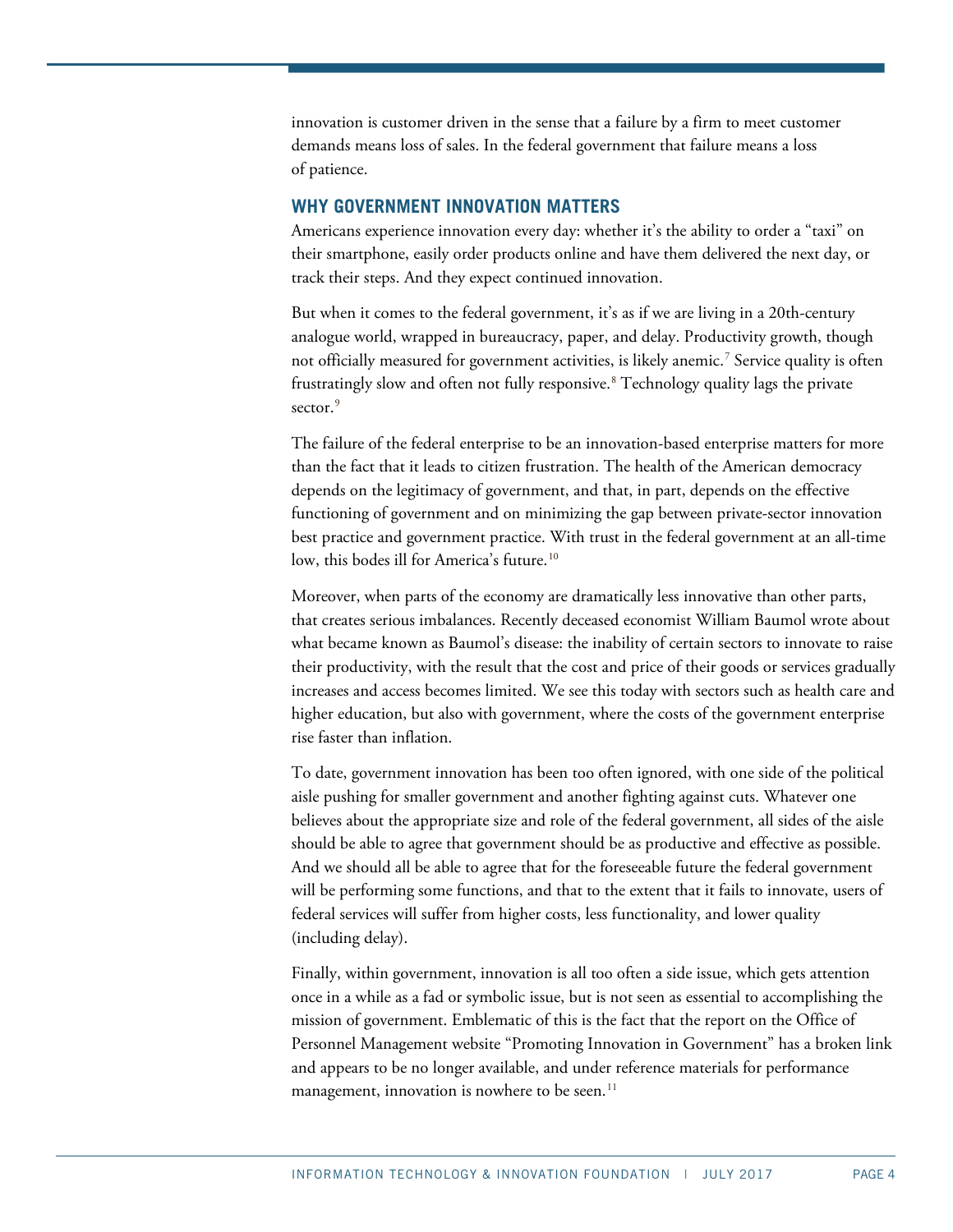innovation is customer driven in the sense that a failure by a firm to meet customer demands means loss of sales. In the federal government that failure means a loss of patience.

## WHY GOVERNMENT INNOVATION MATTERS

Americans experience innovation every day: whether it's the ability to order a "taxi" on their smartphone, easily order products online and have them delivered the next day, or track their steps. And they expect continued innovation.

But when it comes to the federal government, it's as if we are living in a 20th-century analogue world, wrapped in bureaucracy, paper, and delay. Productivity growth, though not officially measured for government activities, is likely anemic.[7] Service quality is often frustratingly slow and often not fully responsive.[8] Technology quality lags the private sector.[9]

The failure of the federal enterprise to be an innovation-based enterprise matters for more than the fact that it leads to citizen frustration. The health of the American democracy depends on the legitimacy of government, and that, in part, depends on the effective functioning of government and on minimizing the gap between private-sector innovation best practice and government practice. With trust in the federal government at an all-time low, this bodes ill for America's future.[10]

Moreover, when parts of the economy are dramatically less innovative than other parts, that creates serious imbalances. Recently deceased economist William Baumol wrote about what became known as Baumol's disease: the inability of certain sectors to innovate to raise their productivity, with the result that the cost and price of their goods or services gradually increases and access becomes limited. We see this today with sectors such as health care and higher education, but also with government, where the costs of the government enterprise rise faster than inflation.

To date, government innovation has been too often ignored, with one side of the political aisle pushing for smaller government and another fighting against cuts. Whatever one believes about the appropriate size and role of the federal government, all sides of the aisle should be able to agree that government should be as productive and effective as possible. And we should all be able to agree that for the foreseeable future the federal government will be performing some functions, and that to the extent that it fails to innovate, users of federal services will suffer from higher costs, less functionality, and lower quality (including delay).

Finally, within government, innovation is all too often a side issue, which gets attention once in a while as a fad or symbolic issue, but is not seen as essential to accomplishing the mission of government. Emblematic of this is the fact that the report on the Office of Personnel Management website "Promoting Innovation in Government" has a broken link and appears to be no longer available, and under reference materials for performance management, innovation is nowhere to be seen.[11]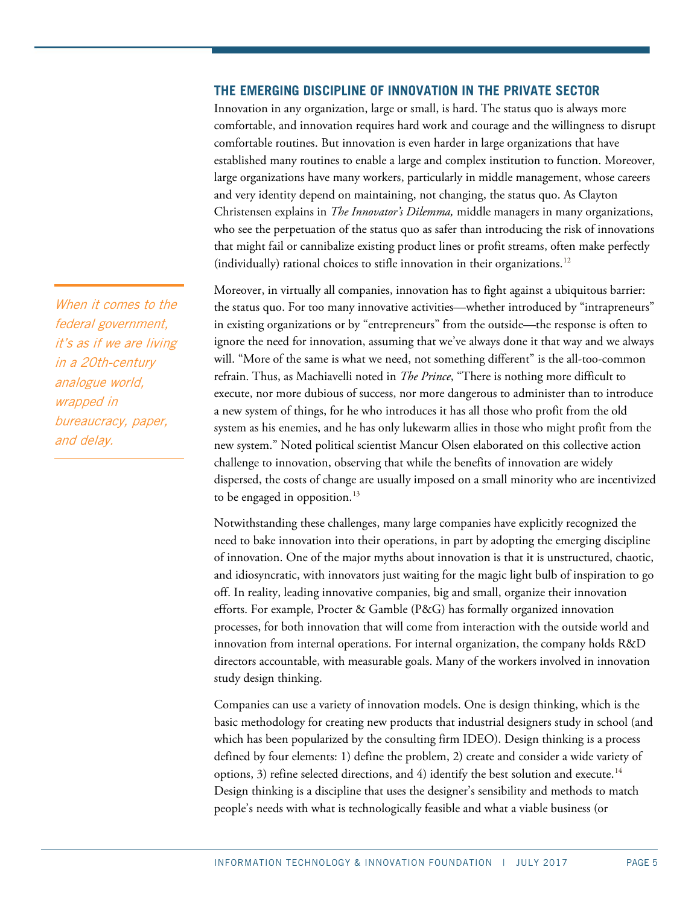## THE EMERGING DISCIPLINE OF INNOVATION IN THE PRIVATE SECTOR

Innovation in any organization, large or small, is hard. The status quo is always more comfortable, and innovation requires hard work and courage and the willingness to disrupt comfortable routines. But innovation is even harder in large organizations that have established many routines to enable a large and complex institution to function. Moreover, large organizations have many workers, particularly in middle management, whose careers and very identity depend on maintaining, not changing, the status quo. As Clayton Christensen explains in *The Innovator's Dilemma,* middle managers in many organizations, who see the perpetuation of the status quo as safer than introducing the risk of innovations that might fail or cannibalize existing product lines or profit streams, often make perfectly (individually) rational choices to stifle innovation in their organizations.[12]

*When it comes to the federal government, it's as if we are living in a 20th-century analogue world, wrapped in bureaucracy, paper, and delay.*

Moreover, in virtually all companies, innovation has to fight against a ubiquitous barrier: the status quo. For too many innovative activities—whether introduced by "intrapreneurs" in existing organizations or by "entrepreneurs" from the outside—the response is often to ignore the need for innovation, assuming that we've always done it that way and we always will. "More of the same is what we need, not something different" is the all-too-common refrain. Thus, as Machiavelli noted in *The Prince*, "There is nothing more difficult to execute, nor more dubious of success, nor more dangerous to administer than to introduce a new system of things, for he who introduces it has all those who profit from the old system as his enemies, and he has only lukewarm allies in those who might profit from the new system." Noted political scientist Mancur Olsen elaborated on this collective action challenge to innovation, observing that while the benefits of innovation are widely dispersed, the costs of change are usually imposed on a small minority who are incentivized to be engaged in opposition.[13]

Notwithstanding these challenges, many large companies have explicitly recognized the need to bake innovation into their operations, in part by adopting the emerging discipline of innovation. One of the major myths about innovation is that it is unstructured, chaotic, and idiosyncratic, with innovators just waiting for the magic light bulb of inspiration to go off. In reality, leading innovative companies, big and small, organize their innovation efforts. For example, Procter & Gamble (P&G) has formally organized innovation processes, for both innovation that will come from interaction with the outside world and innovation from internal operations. For internal organization, the company holds R&D directors accountable, with measurable goals. Many of the workers involved in innovation study design thinking.

Companies can use a variety of innovation models. One is design thinking, which is the basic methodology for creating new products that industrial designers study in school (and which has been popularized by the consulting firm IDEO). Design thinking is a process defined by four elements: 1) define the problem, 2) create and consider a wide variety of options, 3) refine selected directions, and 4) identify the best solution and execute.[14] Design thinking is a discipline that uses the designer's sensibility and methods to match people's needs with what is technologically feasible and what a viable business (or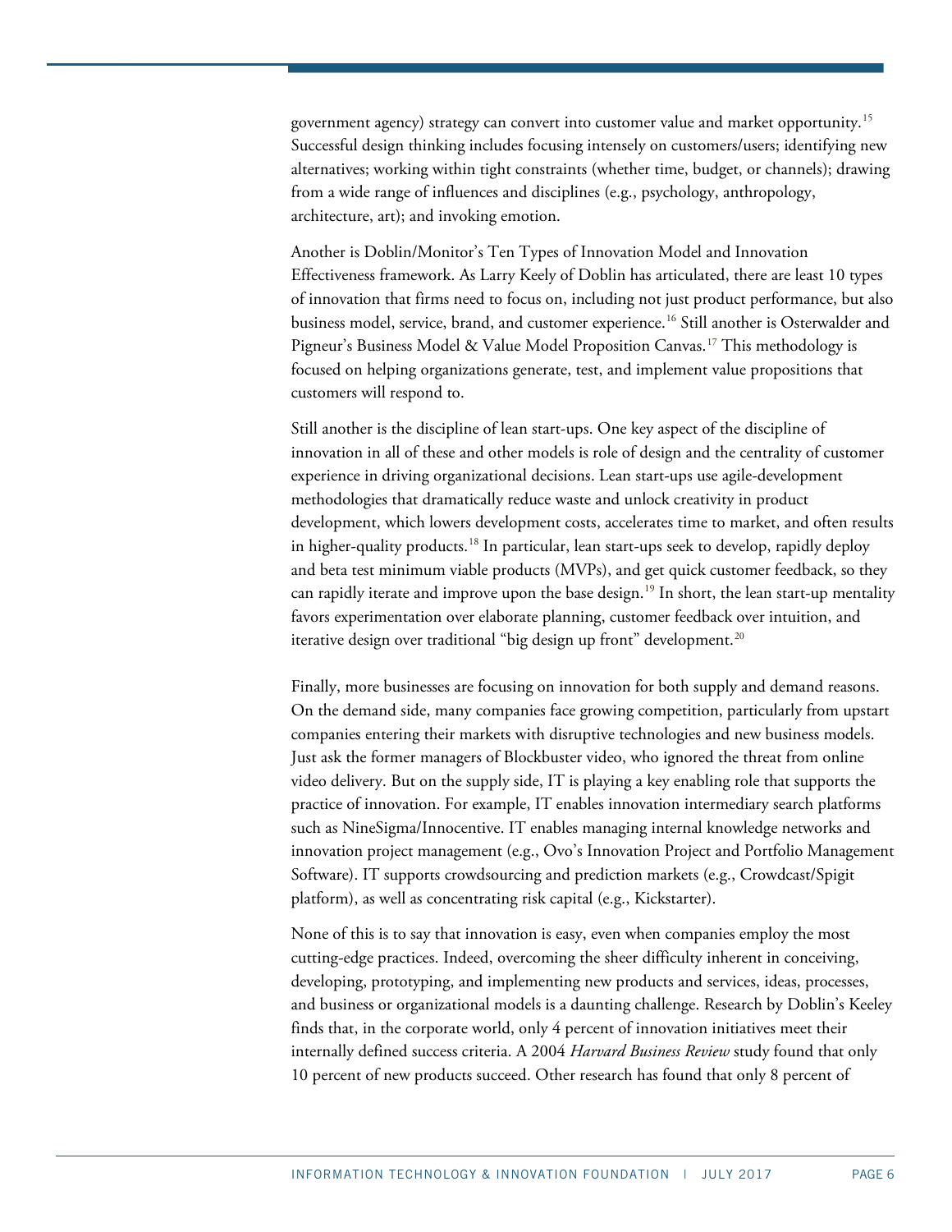government agency) strategy can convert into customer value and market opportunity.[15] Successful design thinking includes focusing intensely on customers/users; identifying new alternatives; working within tight constraints (whether time, budget, or channels); drawing from a wide range of influences and disciplines (e.g., psychology, anthropology, architecture, art); and invoking emotion.

Another is Doblin/Monitor's Ten Types of Innovation Model and Innovation Effectiveness framework. As Larry Keely of Doblin has articulated, there are least 10 types of innovation that firms need to focus on, including not just product performance, but also business model, service, brand, and customer experience.[16] Still another is Osterwalder and Pigneur's Business Model & Value Model Proposition Canvas.[17] This methodology is focused on helping organizations generate, test, and implement value propositions that customers will respond to.

Still another is the discipline of lean start-ups. One key aspect of the discipline of innovation in all of these and other models is role of design and the centrality of customer experience in driving organizational decisions. Lean start-ups use agile-development methodologies that dramatically reduce waste and unlock creativity in product development, which lowers development costs, accelerates time to market, and often results in higher-quality products.[18] In particular, lean start-ups seek to develop, rapidly deploy and beta test minimum viable products (MVPs), and get quick customer feedback, so they can rapidly iterate and improve upon the base design.[19] In short, the lean start-up mentality favors experimentation over elaborate planning, customer feedback over intuition, and iterative design over traditional "big design up front" development.[20]

Finally, more businesses are focusing on innovation for both supply and demand reasons. On the demand side, many companies face growing competition, particularly from upstart companies entering their markets with disruptive technologies and new business models. Just ask the former managers of Blockbuster video, who ignored the threat from online video delivery. But on the supply side, IT is playing a key enabling role that supports the practice of innovation. For example, IT enables innovation intermediary search platforms such as NineSigma/Innocentive. IT enables managing internal knowledge networks and innovation project management (e.g., Ovo's Innovation Project and Portfolio Management Software). IT supports crowdsourcing and prediction markets (e.g., Crowdcast/Spigit platform), as well as concentrating risk capital (e.g., Kickstarter).

None of this is to say that innovation is easy, even when companies employ the most cutting-edge practices. Indeed, overcoming the sheer difficulty inherent in conceiving, developing, prototyping, and implementing new products and services, ideas, processes, and business or organizational models is a daunting challenge. Research by Doblin's Keeley finds that, in the corporate world, only 4 percent of innovation initiatives meet their internally defined success criteria. A 2004 *Harvard Business Review* study found that only 10 percent of new products succeed. Other research has found that only 8 percent of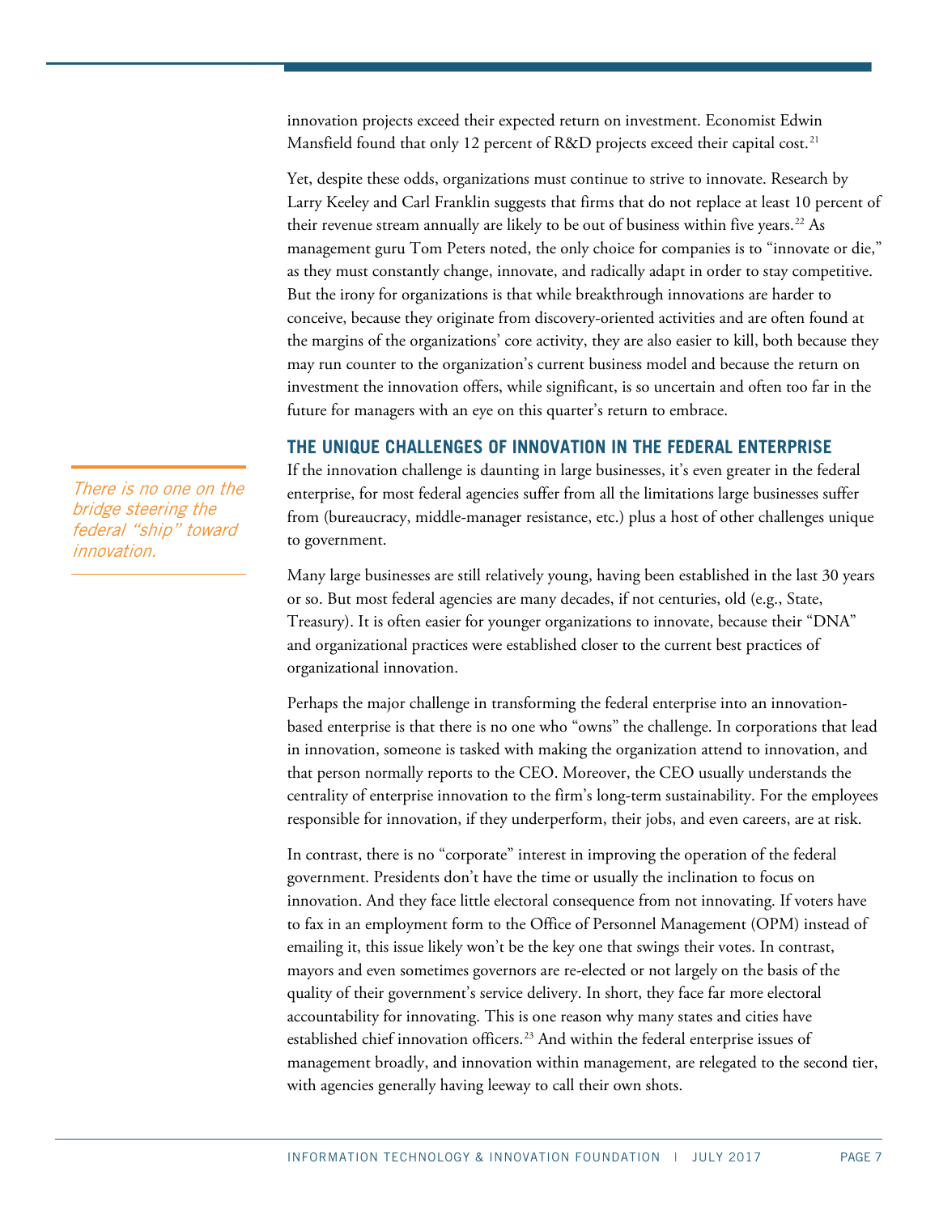innovation projects exceed their expected return on investment. Economist Edwin Mansfield found that only 12 percent of R&D projects exceed their capital cost.[21]

Yet, despite these odds, organizations must continue to strive to innovate. Research by Larry Keeley and Carl Franklin suggests that firms that do not replace at least 10 percent of their revenue stream annually are likely to be out of business within five years.[22] As management guru Tom Peters noted, the only choice for companies is to "innovate or die," as they must constantly change, innovate, and radically adapt in order to stay competitive. But the irony for organizations is that while breakthrough innovations are harder to conceive, because they originate from discovery-oriented activities and are often found at the margins of the organizations' core activity, they are also easier to kill, both because they may run counter to the organization's current business model and because the return on investment the innovation offers, while significant, is so uncertain and often too far in the future for managers with an eye on this quarter's return to embrace.

## THE UNIQUE CHALLENGES OF INNOVATION IN THE FEDERAL ENTERPRISE

If the innovation challenge is daunting in large businesses, it's even greater in the federal enterprise, for most federal agencies suffer from all the limitations large businesses suffer from (bureaucracy, middle-manager resistance, etc.) plus a host of other challenges unique to government.

*There is no one on the bridge steering the federal "ship" toward innovation.*

Many large businesses are still relatively young, having been established in the last 30 years or so. But most federal agencies are many decades, if not centuries, old (e.g., State, Treasury). It is often easier for younger organizations to innovate, because their "DNA" and organizational practices were established closer to the current best practices of organizational innovation.

Perhaps the major challenge in transforming the federal enterprise into an innovation-based enterprise is that there is no one who "owns" the challenge. In corporations that lead in innovation, someone is tasked with making the organization attend to innovation, and that person normally reports to the CEO. Moreover, the CEO usually understands the centrality of enterprise innovation to the firm's long-term sustainability. For the employees responsible for innovation, if they underperform, their jobs, and even careers, are at risk.

In contrast, there is no "corporate" interest in improving the operation of the federal government. Presidents don't have the time or usually the inclination to focus on innovation. And they face little electoral consequence from not innovating. If voters have to fax in an employment form to the Office of Personnel Management (OPM) instead of emailing it, this issue likely won't be the key one that swings their votes. In contrast, mayors and even sometimes governors are re-elected or not largely on the basis of the quality of their government's service delivery. In short, they face far more electoral accountability for innovating. This is one reason why many states and cities have established chief innovation officers.[23] And within the federal enterprise issues of management broadly, and innovation within management, are relegated to the second tier, with agencies generally having leeway to call their own shots.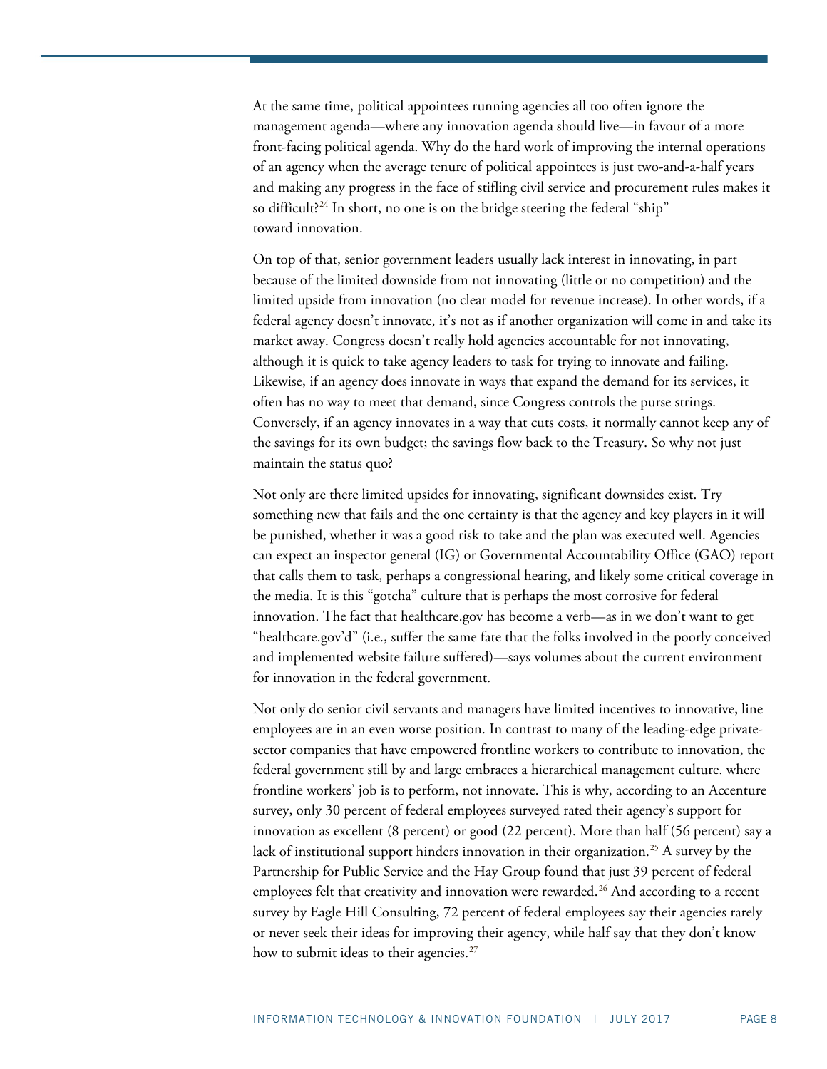At the same time, political appointees running agencies all too often ignore the management agenda—where any innovation agenda should live—in favour of a more front-facing political agenda. Why do the hard work of improving the internal operations of an agency when the average tenure of political appointees is just two-and-a-half years and making any progress in the face of stifling civil service and procurement rules makes it so difficult?[24] In short, no one is on the bridge steering the federal "ship" toward innovation.

On top of that, senior government leaders usually lack interest in innovating, in part because of the limited downside from not innovating (little or no competition) and the limited upside from innovation (no clear model for revenue increase). In other words, if a federal agency doesn't innovate, it's not as if another organization will come in and take its market away. Congress doesn't really hold agencies accountable for not innovating, although it is quick to take agency leaders to task for trying to innovate and failing. Likewise, if an agency does innovate in ways that expand the demand for its services, it often has no way to meet that demand, since Congress controls the purse strings. Conversely, if an agency innovates in a way that cuts costs, it normally cannot keep any of the savings for its own budget; the savings flow back to the Treasury. So why not just maintain the status quo?

Not only are there limited upsides for innovating, significant downsides exist. Try something new that fails and the one certainty is that the agency and key players in it will be punished, whether it was a good risk to take and the plan was executed well. Agencies can expect an inspector general (IG) or Governmental Accountability Office (GAO) report that calls them to task, perhaps a congressional hearing, and likely some critical coverage in the media. It is this "gotcha" culture that is perhaps the most corrosive for federal innovation. The fact that healthcare.gov has become a verb—as in we don't want to get "healthcare.gov'd" (i.e., suffer the same fate that the folks involved in the poorly conceived and implemented website failure suffered)—says volumes about the current environment for innovation in the federal government.

Not only do senior civil servants and managers have limited incentives to innovative, line employees are in an even worse position. In contrast to many of the leading-edge private-sector companies that have empowered frontline workers to contribute to innovation, the federal government still by and large embraces a hierarchical management culture. where frontline workers' job is to perform, not innovate. This is why, according to an Accenture survey, only 30 percent of federal employees surveyed rated their agency's support for innovation as excellent (8 percent) or good (22 percent). More than half (56 percent) say a lack of institutional support hinders innovation in their organization.[25] A survey by the Partnership for Public Service and the Hay Group found that just 39 percent of federal employees felt that creativity and innovation were rewarded.[26] And according to a recent survey by Eagle Hill Consulting, 72 percent of federal employees say their agencies rarely or never seek their ideas for improving their agency, while half say that they don't know how to submit ideas to their agencies.[27]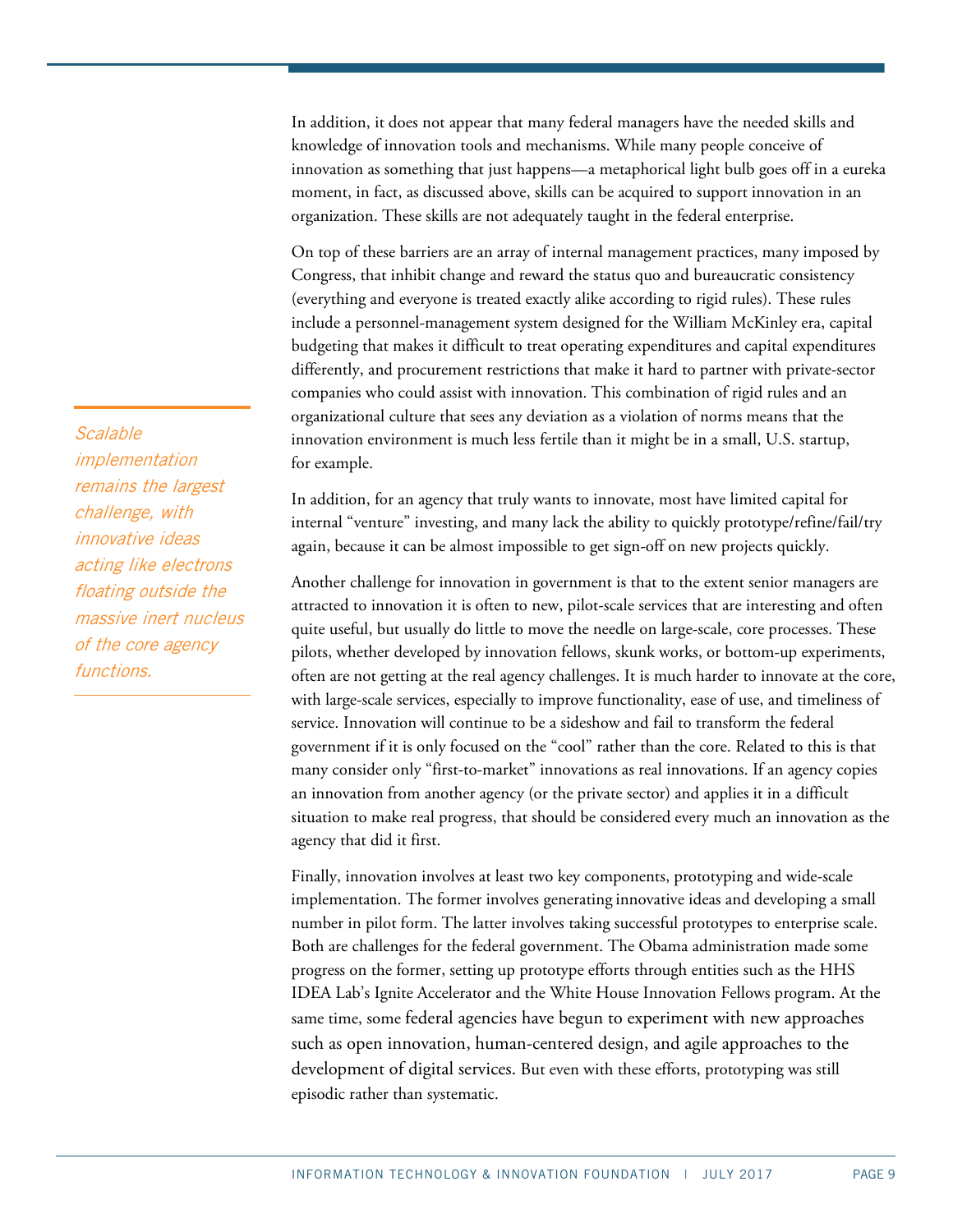In addition, it does not appear that many federal managers have the needed skills and knowledge of innovation tools and mechanisms. While many people conceive of innovation as something that just happens—a metaphorical light bulb goes off in a eureka moment, in fact, as discussed above, skills can be acquired to support innovation in an organization. These skills are not adequately taught in the federal enterprise.

On top of these barriers are an array of internal management practices, many imposed by Congress, that inhibit change and reward the status quo and bureaucratic consistency (everything and everyone is treated exactly alike according to rigid rules). These rules include a personnel-management system designed for the William McKinley era, capital budgeting that makes it difficult to treat operating expenditures and capital expenditures differently, and procurement restrictions that make it hard to partner with private-sector companies who could assist with innovation. This combination of rigid rules and an organizational culture that sees any deviation as a violation of norms means that the innovation environment is much less fertile than it might be in a small, U.S. startup, for example.

*Scalable implementation remains the largest challenge, with innovative ideas acting like electrons floating outside the massive inert nucleus of the core agency functions.*

In addition, for an agency that truly wants to innovate, most have limited capital for internal "venture" investing, and many lack the ability to quickly prototype/refine/fail/try again, because it can be almost impossible to get sign-off on new projects quickly.

Another challenge for innovation in government is that to the extent senior managers are attracted to innovation it is often to new, pilot-scale services that are interesting and often quite useful, but usually do little to move the needle on large-scale, core processes. These pilots, whether developed by innovation fellows, skunk works, or bottom-up experiments, often are not getting at the real agency challenges. It is much harder to innovate at the core, with large-scale services, especially to improve functionality, ease of use, and timeliness of service. Innovation will continue to be a sideshow and fail to transform the federal government if it is only focused on the "cool" rather than the core. Related to this is that many consider only "first-to-market" innovations as real innovations. If an agency copies an innovation from another agency (or the private sector) and applies it in a difficult situation to make real progress, that should be considered every much an innovation as the agency that did it first.

Finally, innovation involves at least two key components, prototyping and wide-scale implementation. The former involves generating innovative ideas and developing a small number in pilot form. The latter involves taking successful prototypes to enterprise scale. Both are challenges for the federal government. The Obama administration made some progress on the former, setting up prototype efforts through entities such as the HHS IDEA Lab's Ignite Accelerator and the White House Innovation Fellows program. At the same time, some federal agencies have begun to experiment with new approaches such as open innovation, human-centered design, and agile approaches to the development of digital services. But even with these efforts, prototyping was still episodic rather than systematic.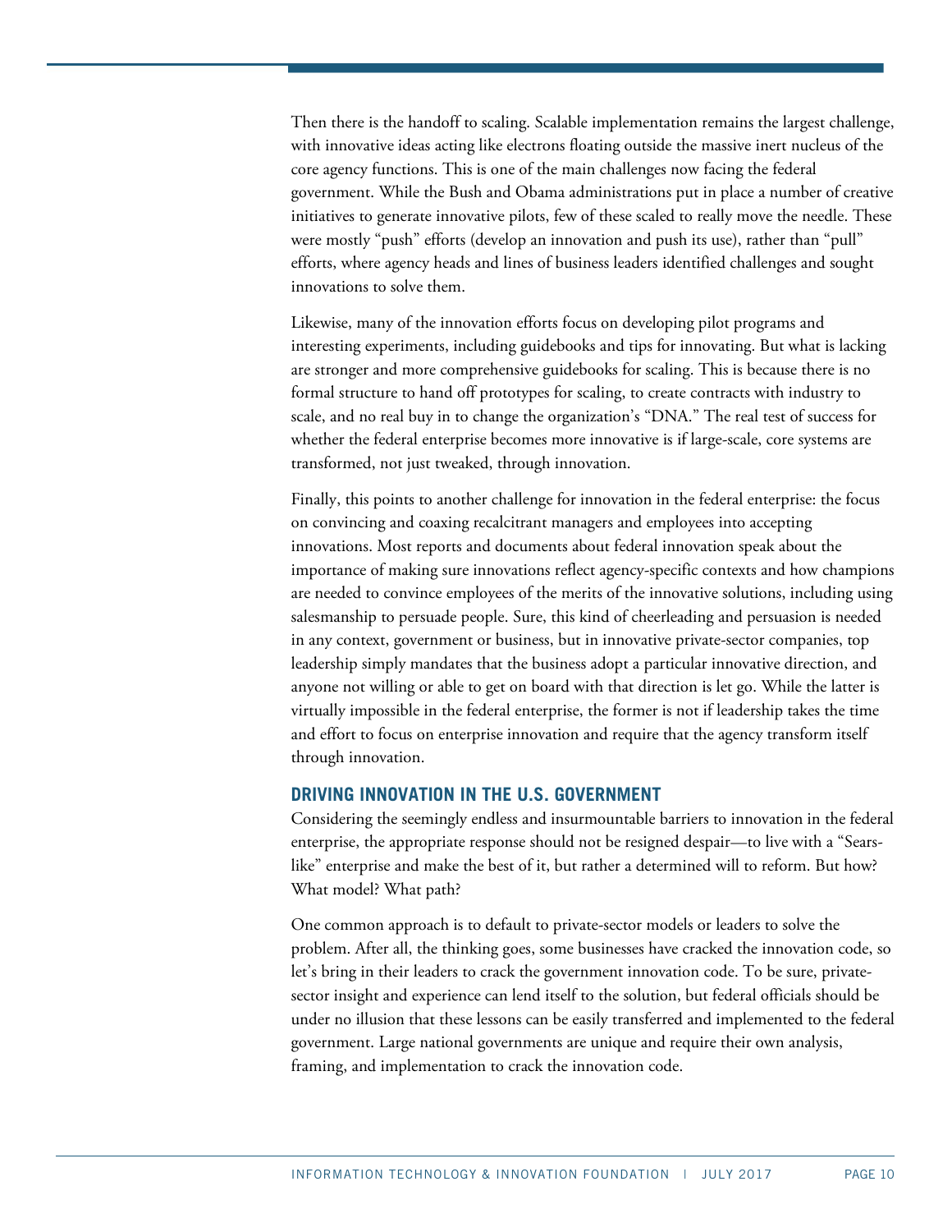Then there is the handoff to scaling. Scalable implementation remains the largest challenge, with innovative ideas acting like electrons floating outside the massive inert nucleus of the core agency functions. This is one of the main challenges now facing the federal government. While the Bush and Obama administrations put in place a number of creative initiatives to generate innovative pilots, few of these scaled to really move the needle. These were mostly "push" efforts (develop an innovation and push its use), rather than "pull" efforts, where agency heads and lines of business leaders identified challenges and sought innovations to solve them.

Likewise, many of the innovation efforts focus on developing pilot programs and interesting experiments, including guidebooks and tips for innovating. But what is lacking are stronger and more comprehensive guidebooks for scaling. This is because there is no formal structure to hand off prototypes for scaling, to create contracts with industry to scale, and no real buy in to change the organization's "DNA." The real test of success for whether the federal enterprise becomes more innovative is if large-scale, core systems are transformed, not just tweaked, through innovation.

Finally, this points to another challenge for innovation in the federal enterprise: the focus on convincing and coaxing recalcitrant managers and employees into accepting innovations. Most reports and documents about federal innovation speak about the importance of making sure innovations reflect agency-specific contexts and how champions are needed to convince employees of the merits of the innovative solutions, including using salesmanship to persuade people. Sure, this kind of cheerleading and persuasion is needed in any context, government or business, but in innovative private-sector companies, top leadership simply mandates that the business adopt a particular innovative direction, and anyone not willing or able to get on board with that direction is let go. While the latter is virtually impossible in the federal enterprise, the former is not if leadership takes the time and effort to focus on enterprise innovation and require that the agency transform itself through innovation.

## DRIVING INNOVATION IN THE U.S. GOVERNMENT

Considering the seemingly endless and insurmountable barriers to innovation in the federal enterprise, the appropriate response should not be resigned despair—to live with a "Sears-like" enterprise and make the best of it, but rather a determined will to reform. But how? What model? What path?

One common approach is to default to private-sector models or leaders to solve the problem. After all, the thinking goes, some businesses have cracked the innovation code, so let's bring in their leaders to crack the government innovation code. To be sure, private-sector insight and experience can lend itself to the solution, but federal officials should be under no illusion that these lessons can be easily transferred and implemented to the federal government. Large national governments are unique and require their own analysis, framing, and implementation to crack the innovation code.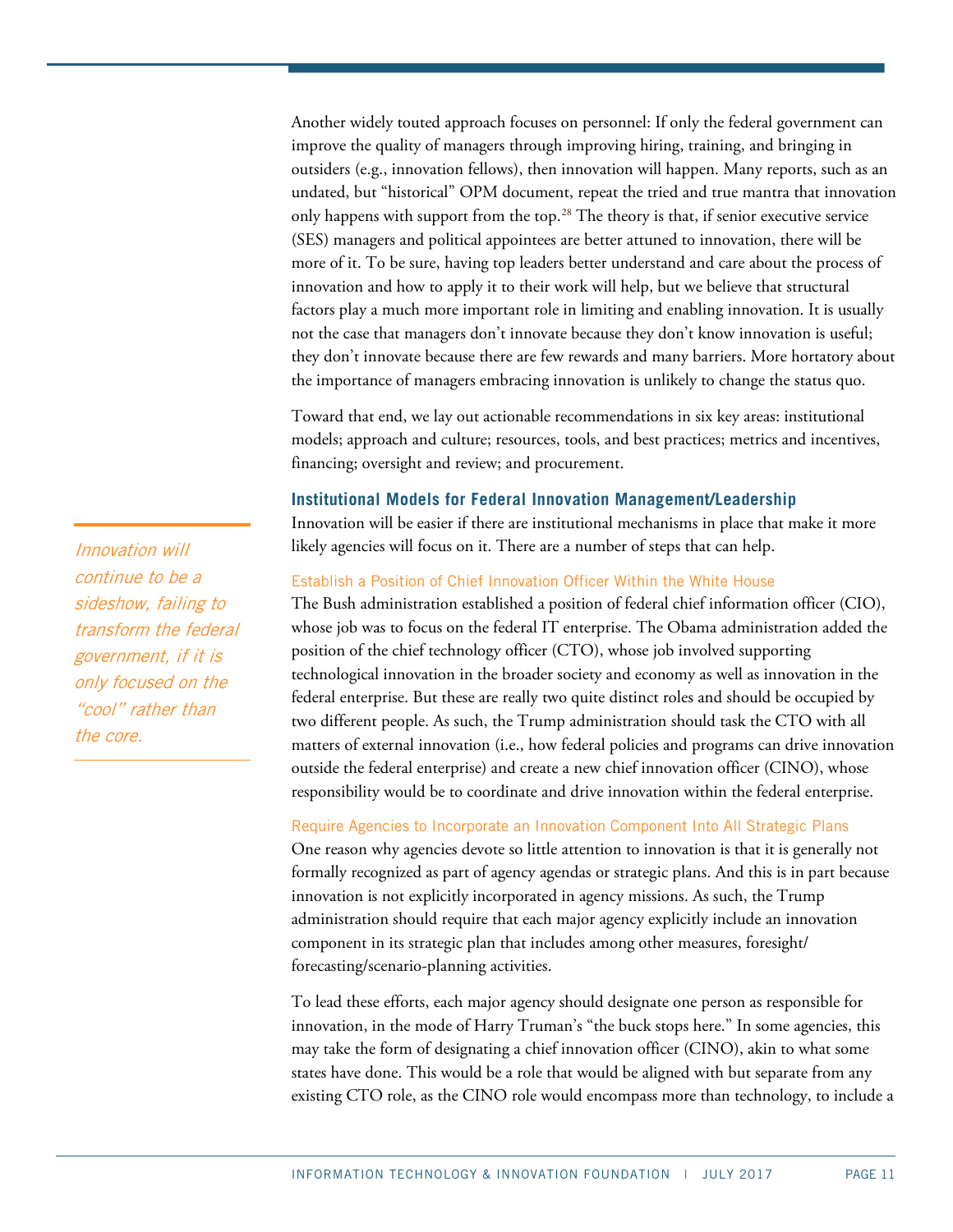Another widely touted approach focuses on personnel: If only the federal government can improve the quality of managers through improving hiring, training, and bringing in outsiders (e.g., innovation fellows), then innovation will happen. Many reports, such as an undated, but "historical" OPM document, repeat the tried and true mantra that innovation only happens with support from the top.[28] The theory is that, if senior executive service (SES) managers and political appointees are better attuned to innovation, there will be more of it. To be sure, having top leaders better understand and care about the process of innovation and how to apply it to their work will help, but we believe that structural factors play a much more important role in limiting and enabling innovation. It is usually not the case that managers don't innovate because they don't know innovation is useful; they don't innovate because there are few rewards and many barriers. More hortatory about the importance of managers embracing innovation is unlikely to change the status quo.

Toward that end, we lay out actionable recommendations in six key areas: institutional models; approach and culture; resources, tools, and best practices; metrics and incentives, financing; oversight and review; and procurement.

### Institutional Models for Federal Innovation Management/Leadership

Innovation will be easier if there are institutional mechanisms in place that make it more likely agencies will focus on it. There are a number of steps that can help.

*Innovation will continue to be a sideshow, failing to transform the federal government, if it is only focused on the "cool" rather than the core.*

#### Establish a Position of Chief Innovation Officer Within the White House

The Bush administration established a position of federal chief information officer (CIO), whose job was to focus on the federal IT enterprise. The Obama administration added the position of the chief technology officer (CTO), whose job involved supporting technological innovation in the broader society and economy as well as innovation in the federal enterprise. But these are really two quite distinct roles and should be occupied by two different people. As such, the Trump administration should task the CTO with all matters of external innovation (i.e., how federal policies and programs can drive innovation outside the federal enterprise) and create a new chief innovation officer (CINO), whose responsibility would be to coordinate and drive innovation within the federal enterprise.

#### Require Agencies to Incorporate an Innovation Component Into All Strategic Plans

One reason why agencies devote so little attention to innovation is that it is generally not formally recognized as part of agency agendas or strategic plans. And this is in part because innovation is not explicitly incorporated in agency missions. As such, the Trump administration should require that each major agency explicitly include an innovation component in its strategic plan that includes among other measures, foresight/forecasting/scenario-planning activities.

To lead these efforts, each major agency should designate one person as responsible for innovation, in the mode of Harry Truman's "the buck stops here." In some agencies, this may take the form of designating a chief innovation officer (CINO), akin to what some states have done. This would be a role that would be aligned with but separate from any existing CTO role, as the CINO role would encompass more than technology, to include a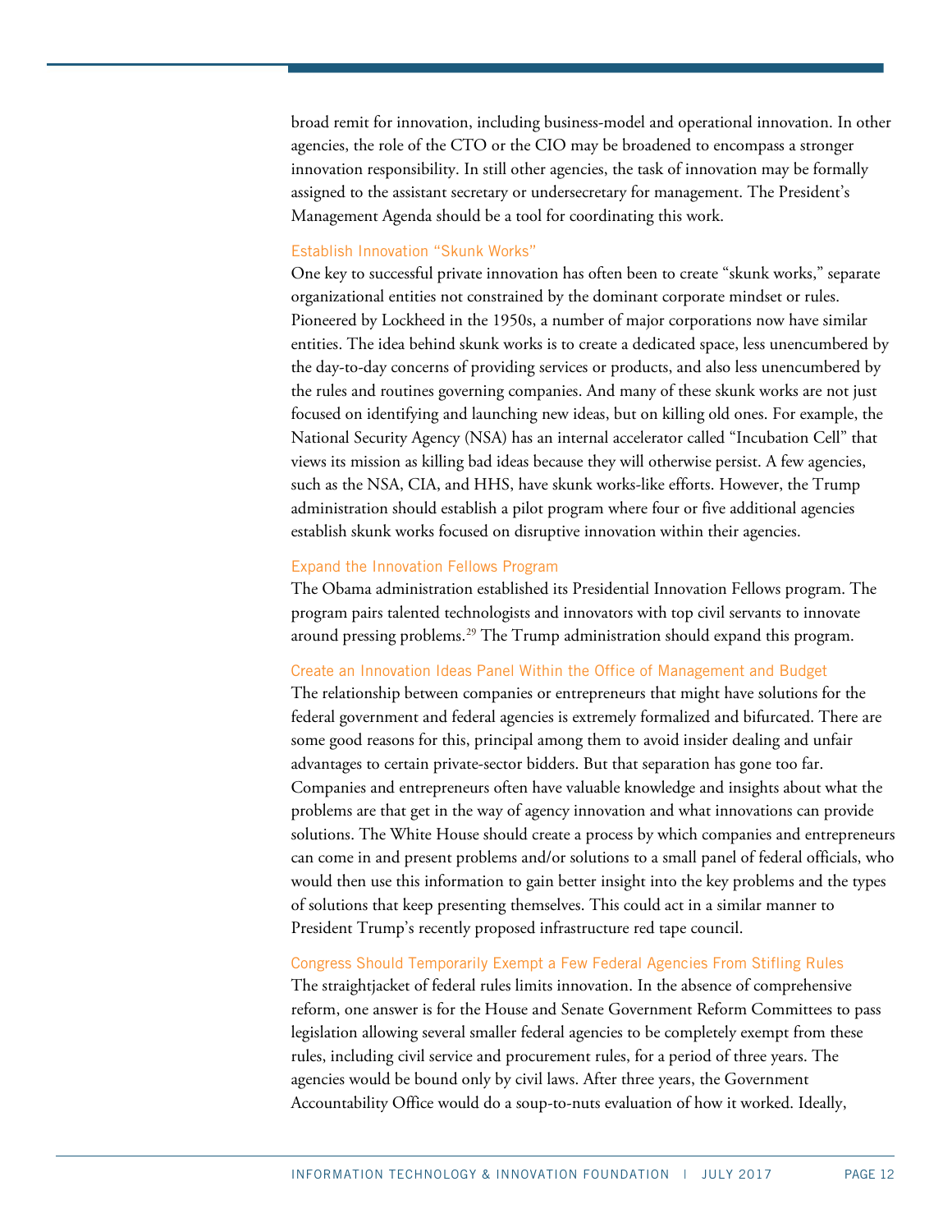broad remit for innovation, including business-model and operational innovation. In other agencies, the role of the CTO or the CIO may be broadened to encompass a stronger innovation responsibility. In still other agencies, the task of innovation may be formally assigned to the assistant secretary or undersecretary for management. The President's Management Agenda should be a tool for coordinating this work.

### Establish Innovation "Skunk Works"

One key to successful private innovation has often been to create "skunk works," separate organizational entities not constrained by the dominant corporate mindset or rules. Pioneered by Lockheed in the 1950s, a number of major corporations now have similar entities. The idea behind skunk works is to create a dedicated space, less unencumbered by the day-to-day concerns of providing services or products, and also less unencumbered by the rules and routines governing companies. And many of these skunk works are not just focused on identifying and launching new ideas, but on killing old ones. For example, the National Security Agency (NSA) has an internal accelerator called "Incubation Cell" that views its mission as killing bad ideas because they will otherwise persist. A few agencies, such as the NSA, CIA, and HHS, have skunk works-like efforts. However, the Trump administration should establish a pilot program where four or five additional agencies establish skunk works focused on disruptive innovation within their agencies.

### Expand the Innovation Fellows Program

The Obama administration established its Presidential Innovation Fellows program. The program pairs talented technologists and innovators with top civil servants to innovate around pressing problems.[29] The Trump administration should expand this program.

### Create an Innovation Ideas Panel Within the Office of Management and Budget

The relationship between companies or entrepreneurs that might have solutions for the federal government and federal agencies is extremely formalized and bifurcated. There are some good reasons for this, principal among them to avoid insider dealing and unfair advantages to certain private-sector bidders. But that separation has gone too far. Companies and entrepreneurs often have valuable knowledge and insights about what the problems are that get in the way of agency innovation and what innovations can provide solutions. The White House should create a process by which companies and entrepreneurs can come in and present problems and/or solutions to a small panel of federal officials, who would then use this information to gain better insight into the key problems and the types of solutions that keep presenting themselves. This could act in a similar manner to President Trump's recently proposed infrastructure red tape council.

### Congress Should Temporarily Exempt a Few Federal Agencies From Stifling Rules

The straightjacket of federal rules limits innovation. In the absence of comprehensive reform, one answer is for the House and Senate Government Reform Committees to pass legislation allowing several smaller federal agencies to be completely exempt from these rules, including civil service and procurement rules, for a period of three years. The agencies would be bound only by civil laws. After three years, the Government Accountability Office would do a soup-to-nuts evaluation of how it worked. Ideally,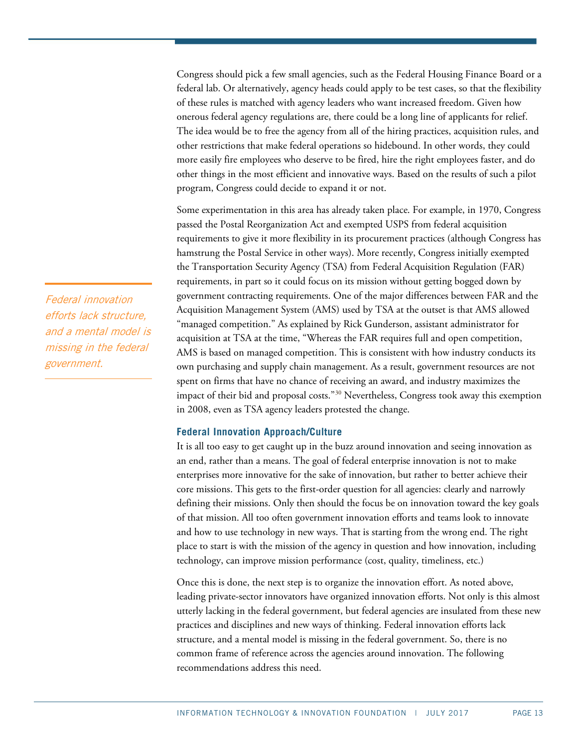Congress should pick a few small agencies, such as the Federal Housing Finance Board or a federal lab. Or alternatively, agency heads could apply to be test cases, so that the flexibility of these rules is matched with agency leaders who want increased freedom. Given how onerous federal agency regulations are, there could be a long line of applicants for relief. The idea would be to free the agency from all of the hiring practices, acquisition rules, and other restrictions that make federal operations so hidebound. In other words, they could more easily fire employees who deserve to be fired, hire the right employees faster, and do other things in the most efficient and innovative ways. Based on the results of such a pilot program, Congress could decide to expand it or not.

Some experimentation in this area has already taken place. For example, in 1970, Congress passed the Postal Reorganization Act and exempted USPS from federal acquisition requirements to give it more flexibility in its procurement practices (although Congress has hamstrung the Postal Service in other ways). More recently, Congress initially exempted the Transportation Security Agency (TSA) from Federal Acquisition Regulation (FAR) requirements, in part so it could focus on its mission without getting bogged down by government contracting requirements. One of the major differences between FAR and the Acquisition Management System (AMS) used by TSA at the outset is that AMS allowed "managed competition." As explained by Rick Gunderson, assistant administrator for acquisition at TSA at the time, "Whereas the FAR requires full and open competition, AMS is based on managed competition. This is consistent with how industry conducts its own purchasing and supply chain management. As a result, government resources are not spent on firms that have no chance of receiving an award, and industry maximizes the impact of their bid and proposal costs."[30] Nevertheless, Congress took away this exemption in 2008, even as TSA agency leaders protested the change.

*Federal innovation efforts lack structure, and a mental model is missing in the federal government.*

### Federal Innovation Approach/Culture

It is all too easy to get caught up in the buzz around innovation and seeing innovation as an end, rather than a means. The goal of federal enterprise innovation is not to make enterprises more innovative for the sake of innovation, but rather to better achieve their core missions. This gets to the first-order question for all agencies: clearly and narrowly defining their missions. Only then should the focus be on innovation toward the key goals of that mission. All too often government innovation efforts and teams look to innovate and how to use technology in new ways. That is starting from the wrong end. The right place to start is with the mission of the agency in question and how innovation, including technology, can improve mission performance (cost, quality, timeliness, etc.)

Once this is done, the next step is to organize the innovation effort. As noted above, leading private-sector innovators have organized innovation efforts. Not only is this almost utterly lacking in the federal government, but federal agencies are insulated from these new practices and disciplines and new ways of thinking. Federal innovation efforts lack structure, and a mental model is missing in the federal government. So, there is no common frame of reference across the agencies around innovation. The following recommendations address this need.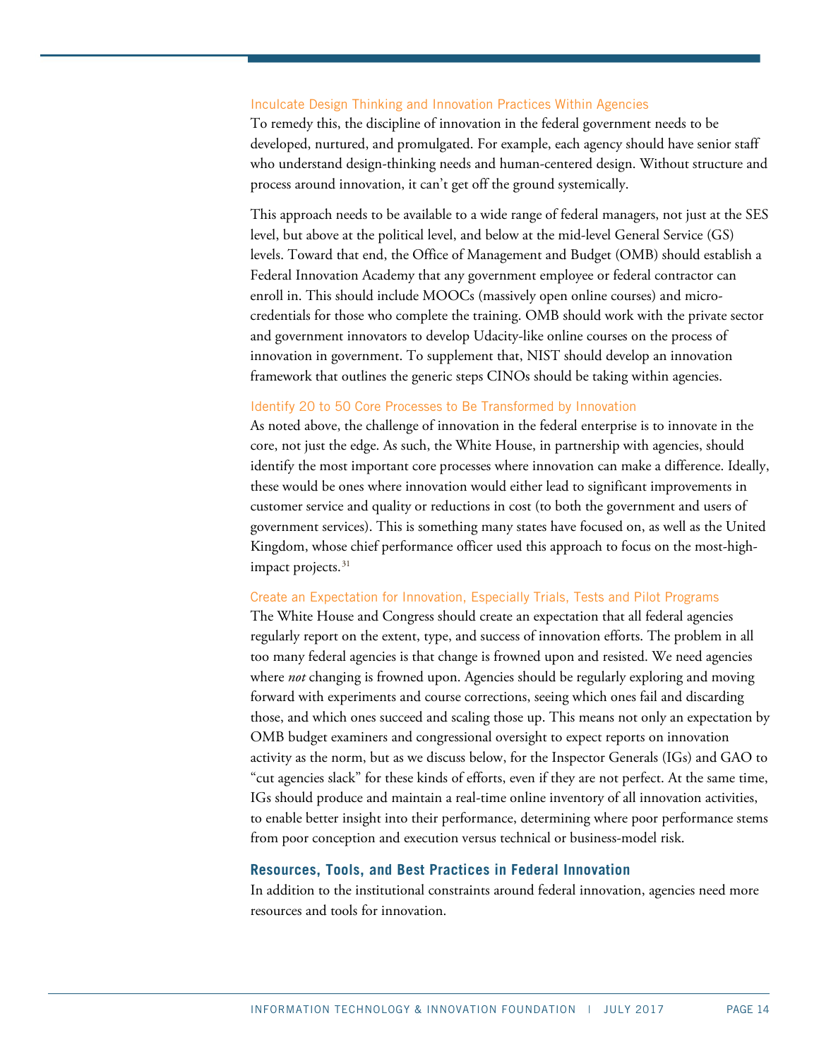### Inculcate Design Thinking and Innovation Practices Within Agencies

To remedy this, the discipline of innovation in the federal government needs to be developed, nurtured, and promulgated. For example, each agency should have senior staff who understand design-thinking needs and human-centered design. Without structure and process around innovation, it can't get off the ground systemically.

This approach needs to be available to a wide range of federal managers, not just at the SES level, but above at the political level, and below at the mid-level General Service (GS) levels. Toward that end, the Office of Management and Budget (OMB) should establish a Federal Innovation Academy that any government employee or federal contractor can enroll in. This should include MOOCs (massively open online courses) and micro-credentials for those who complete the training. OMB should work with the private sector and government innovators to develop Udacity-like online courses on the process of innovation in government. To supplement that, NIST should develop an innovation framework that outlines the generic steps CINOs should be taking within agencies.

### Identify 20 to 50 Core Processes to Be Transformed by Innovation

As noted above, the challenge of innovation in the federal enterprise is to innovate in the core, not just the edge. As such, the White House, in partnership with agencies, should identify the most important core processes where innovation can make a difference. Ideally, these would be ones where innovation would either lead to significant improvements in customer service and quality or reductions in cost (to both the government and users of government services). This is something many states have focused on, as well as the United Kingdom, whose chief performance officer used this approach to focus on the most-high-impact projects.[31]

### Create an Expectation for Innovation, Especially Trials, Tests and Pilot Programs

The White House and Congress should create an expectation that all federal agencies regularly report on the extent, type, and success of innovation efforts. The problem in all too many federal agencies is that change is frowned upon and resisted. We need agencies where *not* changing is frowned upon. Agencies should be regularly exploring and moving forward with experiments and course corrections, seeing which ones fail and discarding those, and which ones succeed and scaling those up. This means not only an expectation by OMB budget examiners and congressional oversight to expect reports on innovation activity as the norm, but as we discuss below, for the Inspector Generals (IGs) and GAO to "cut agencies slack" for these kinds of efforts, even if they are not perfect. At the same time, IGs should produce and maintain a real-time online inventory of all innovation activities, to enable better insight into their performance, determining where poor performance stems from poor conception and execution versus technical or business-model risk.

## Resources, Tools, and Best Practices in Federal Innovation

In addition to the institutional constraints around federal innovation, agencies need more resources and tools for innovation.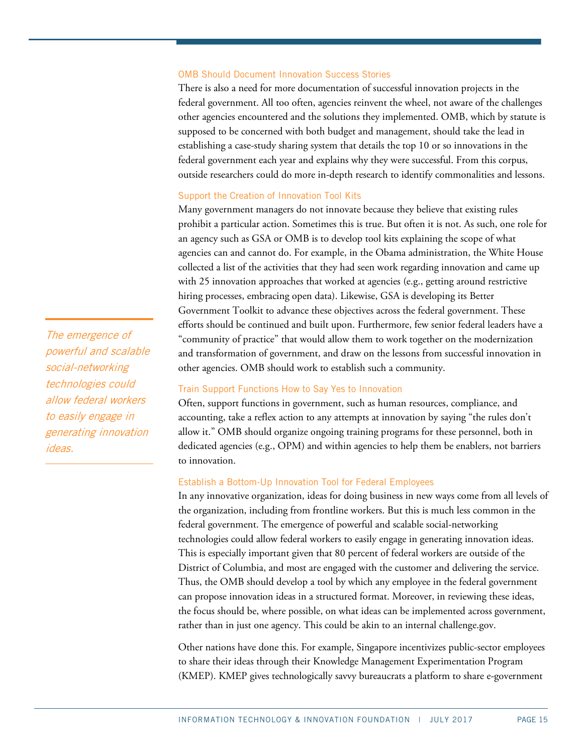### OMB Should Document Innovation Success Stories

There is also a need for more documentation of successful innovation projects in the federal government. All too often, agencies reinvent the wheel, not aware of the challenges other agencies encountered and the solutions they implemented. OMB, which by statute is supposed to be concerned with both budget and management, should take the lead in establishing a case-study sharing system that details the top 10 or so innovations in the federal government each year and explains why they were successful. From this corpus, outside researchers could do more in-depth research to identify commonalities and lessons.

### Support the Creation of Innovation Tool Kits

Many government managers do not innovate because they believe that existing rules prohibit a particular action. Sometimes this is true. But often it is not. As such, one role for an agency such as GSA or OMB is to develop tool kits explaining the scope of what agencies can and cannot do. For example, in the Obama administration, the White House collected a list of the activities that they had seen work regarding innovation and came up with 25 innovation approaches that worked at agencies (e.g., getting around restrictive hiring processes, embracing open data). Likewise, GSA is developing its Better Government Toolkit to advance these objectives across the federal government. These efforts should be continued and built upon. Furthermore, few senior federal leaders have a "community of practice" that would allow them to work together on the modernization and transformation of government, and draw on the lessons from successful innovation in other agencies. OMB should work to establish such a community.

> *The emergence of powerful and scalable social-networking technologies could allow federal workers to easily engage in generating innovation ideas.*

### Train Support Functions How to Say Yes to Innovation

Often, support functions in government, such as human resources, compliance, and accounting, take a reflex action to any attempts at innovation by saying "the rules don't allow it." OMB should organize ongoing training programs for these personnel, both in dedicated agencies (e.g., OPM) and within agencies to help them be enablers, not barriers to innovation.

### Establish a Bottom-Up Innovation Tool for Federal Employees

In any innovative organization, ideas for doing business in new ways come from all levels of the organization, including from frontline workers. But this is much less common in the federal government. The emergence of powerful and scalable social-networking technologies could allow federal workers to easily engage in generating innovation ideas. This is especially important given that 80 percent of federal workers are outside of the District of Columbia, and most are engaged with the customer and delivering the service. Thus, the OMB should develop a tool by which any employee in the federal government can propose innovation ideas in a structured format. Moreover, in reviewing these ideas, the focus should be, where possible, on what ideas can be implemented across government, rather than in just one agency. This could be akin to an internal challenge.gov.

Other nations have done this. For example, Singapore incentivizes public-sector employees to share their ideas through their Knowledge Management Experimentation Program (KMEP). KMEP gives technologically savvy bureaucrats a platform to share e-government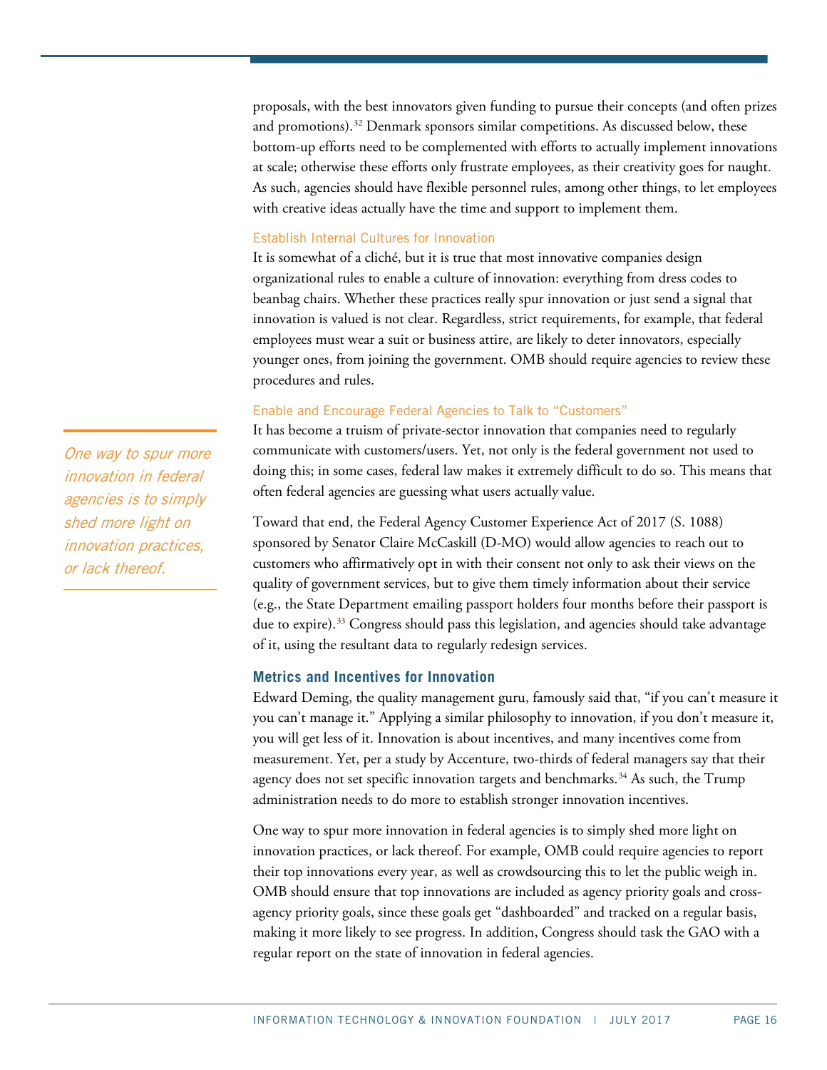proposals, with the best innovators given funding to pursue their concepts (and often prizes and promotions).[32] Denmark sponsors similar competitions. As discussed below, these bottom-up efforts need to be complemented with efforts to actually implement innovations at scale; otherwise these efforts only frustrate employees, as their creativity goes for naught. As such, agencies should have flexible personnel rules, among other things, to let employees with creative ideas actually have the time and support to implement them.

#### Establish Internal Cultures for Innovation

It is somewhat of a cliché, but it is true that most innovative companies design organizational rules to enable a culture of innovation: everything from dress codes to beanbag chairs. Whether these practices really spur innovation or just send a signal that innovation is valued is not clear. Regardless, strict requirements, for example, that federal employees must wear a suit or business attire, are likely to deter innovators, especially younger ones, from joining the government. OMB should require agencies to review these procedures and rules.

#### Enable and Encourage Federal Agencies to Talk to "Customers"

It has become a truism of private-sector innovation that companies need to regularly communicate with customers/users. Yet, not only is the federal government not used to doing this; in some cases, federal law makes it extremely difficult to do so. This means that often federal agencies are guessing what users actually value.

Toward that end, the Federal Agency Customer Experience Act of 2017 (S. 1088) sponsored by Senator Claire McCaskill (D-MO) would allow agencies to reach out to customers who affirmatively opt in with their consent not only to ask their views on the quality of government services, but to give them timely information about their service (e.g., the State Department emailing passport holders four months before their passport is due to expire).[33] Congress should pass this legislation, and agencies should take advantage of it, using the resultant data to regularly redesign services.

### Metrics and Incentives for Innovation

Edward Deming, the quality management guru, famously said that, "if you can't measure it you can't manage it." Applying a similar philosophy to innovation, if you don't measure it, you will get less of it. Innovation is about incentives, and many incentives come from measurement. Yet, per a study by Accenture, two-thirds of federal managers say that their agency does not set specific innovation targets and benchmarks.[34] As such, the Trump administration needs to do more to establish stronger innovation incentives.

One way to spur more innovation in federal agencies is to simply shed more light on innovation practices, or lack thereof. For example, OMB could require agencies to report their top innovations every year, as well as crowdsourcing this to let the public weigh in. OMB should ensure that top innovations are included as agency priority goals and cross-agency priority goals, since these goals get "dashboarded" and tracked on a regular basis, making it more likely to see progress. In addition, Congress should task the GAO with a regular report on the state of innovation in federal agencies.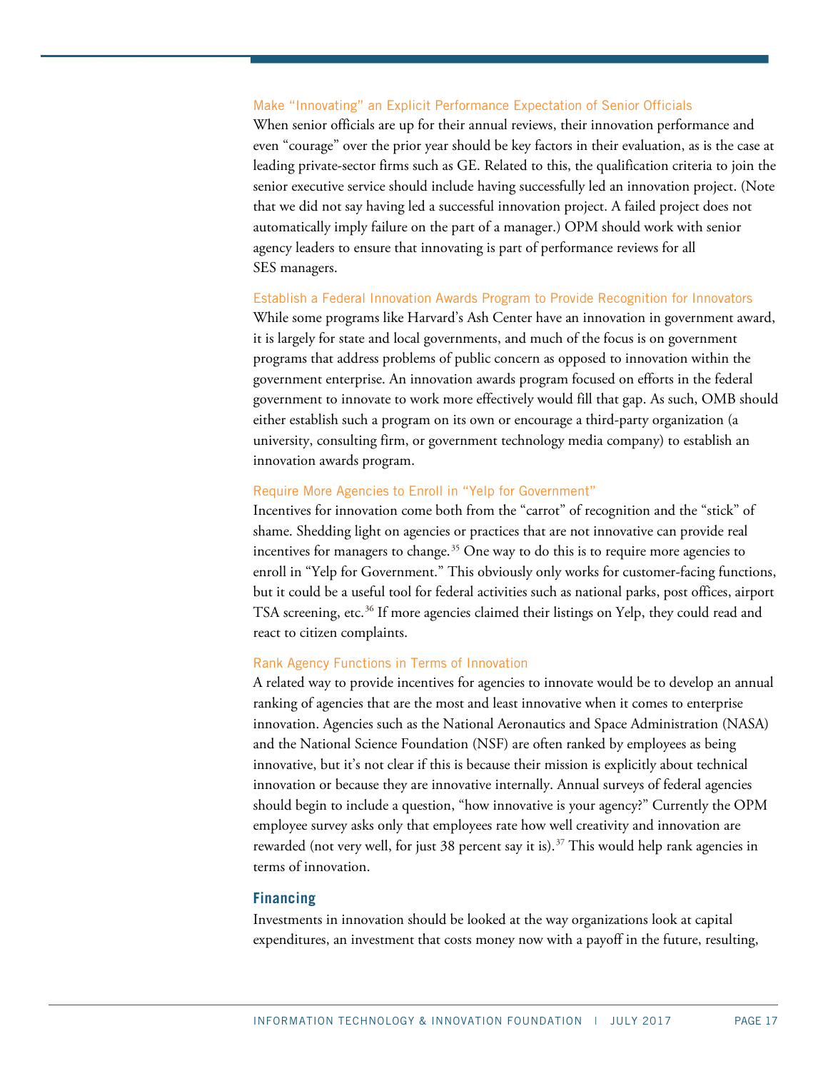#### Make "Innovating" an Explicit Performance Expectation of Senior Officials

When senior officials are up for their annual reviews, their innovation performance and even "courage" over the prior year should be key factors in their evaluation, as is the case at leading private-sector firms such as GE. Related to this, the qualification criteria to join the senior executive service should include having successfully led an innovation project. (Note that we did not say having led a successful innovation project. A failed project does not automatically imply failure on the part of a manager.) OPM should work with senior agency leaders to ensure that innovating is part of performance reviews for all SES managers.

#### Establish a Federal Innovation Awards Program to Provide Recognition for Innovators

While some programs like Harvard's Ash Center have an innovation in government award, it is largely for state and local governments, and much of the focus is on government programs that address problems of public concern as opposed to innovation within the government enterprise. An innovation awards program focused on efforts in the federal government to innovate to work more effectively would fill that gap. As such, OMB should either establish such a program on its own or encourage a third-party organization (a university, consulting firm, or government technology media company) to establish an innovation awards program.

#### Require More Agencies to Enroll in "Yelp for Government"

Incentives for innovation come both from the "carrot" of recognition and the "stick" of shame. Shedding light on agencies or practices that are not innovative can provide real incentives for managers to change.[35] One way to do this is to require more agencies to enroll in "Yelp for Government." This obviously only works for customer-facing functions, but it could be a useful tool for federal activities such as national parks, post offices, airport TSA screening, etc.[36] If more agencies claimed their listings on Yelp, they could read and react to citizen complaints.

#### Rank Agency Functions in Terms of Innovation

A related way to provide incentives for agencies to innovate would be to develop an annual ranking of agencies that are the most and least innovative when it comes to enterprise innovation. Agencies such as the National Aeronautics and Space Administration (NASA) and the National Science Foundation (NSF) are often ranked by employees as being innovative, but it's not clear if this is because their mission is explicitly about technical innovation or because they are innovative internally. Annual surveys of federal agencies should begin to include a question, "how innovative is your agency?" Currently the OPM employee survey asks only that employees rate how well creativity and innovation are rewarded (not very well, for just 38 percent say it is).[37] This would help rank agencies in terms of innovation.

### Financing

Investments in innovation should be looked at the way organizations look at capital expenditures, an investment that costs money now with a payoff in the future, resulting,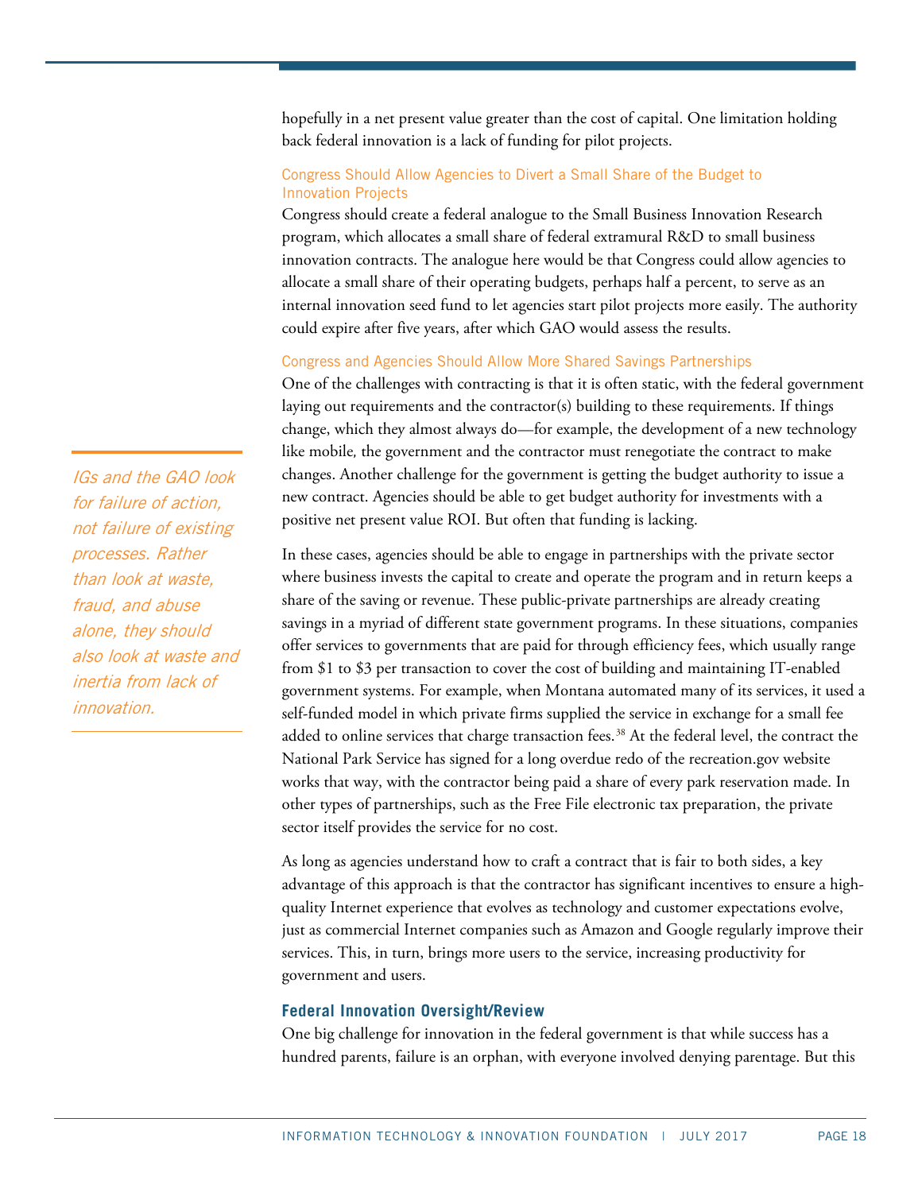hopefully in a net present value greater than the cost of capital. One limitation holding back federal innovation is a lack of funding for pilot projects.

#### Congress Should Allow Agencies to Divert a Small Share of the Budget to Innovation Projects

Congress should create a federal analogue to the Small Business Innovation Research program, which allocates a small share of federal extramural R&D to small business innovation contracts. The analogue here would be that Congress could allow agencies to allocate a small share of their operating budgets, perhaps half a percent, to serve as an internal innovation seed fund to let agencies start pilot projects more easily. The authority could expire after five years, after which GAO would assess the results.

#### Congress and Agencies Should Allow More Shared Savings Partnerships

One of the challenges with contracting is that it is often static, with the federal government laying out requirements and the contractor(s) building to these requirements. If things change, which they almost always do—for example, the development of a new technology like mobile, the government and the contractor must renegotiate the contract to make changes. Another challenge for the government is getting the budget authority to issue a new contract. Agencies should be able to get budget authority for investments with a positive net present value ROI. But often that funding is lacking.

> *IGs and the GAO look for failure of action, not failure of existing processes. Rather than look at waste, fraud, and abuse alone, they should also look at waste and inertia from lack of innovation.*

In these cases, agencies should be able to engage in partnerships with the private sector where business invests the capital to create and operate the program and in return keeps a share of the saving or revenue. These public-private partnerships are already creating savings in a myriad of different state government programs. In these situations, companies offer services to governments that are paid for through efficiency fees, which usually range from $1 to $3 per transaction to cover the cost of building and maintaining IT-enabled government systems. For example, when Montana automated many of its services, it used a self-funded model in which private firms supplied the service in exchange for a small fee added to online services that charge transaction fees.[38] At the federal level, the contract the National Park Service has signed for a long overdue redo of the recreation.gov website works that way, with the contractor being paid a share of every park reservation made. In other types of partnerships, such as the Free File electronic tax preparation, the private sector itself provides the service for no cost.

As long as agencies understand how to craft a contract that is fair to both sides, a key advantage of this approach is that the contractor has significant incentives to ensure a high-quality Internet experience that evolves as technology and customer expectations evolve, just as commercial Internet companies such as Amazon and Google regularly improve their services. This, in turn, brings more users to the service, increasing productivity for government and users.

### Federal Innovation Oversight/Review

One big challenge for innovation in the federal government is that while success has a hundred parents, failure is an orphan, with everyone involved denying parentage. But this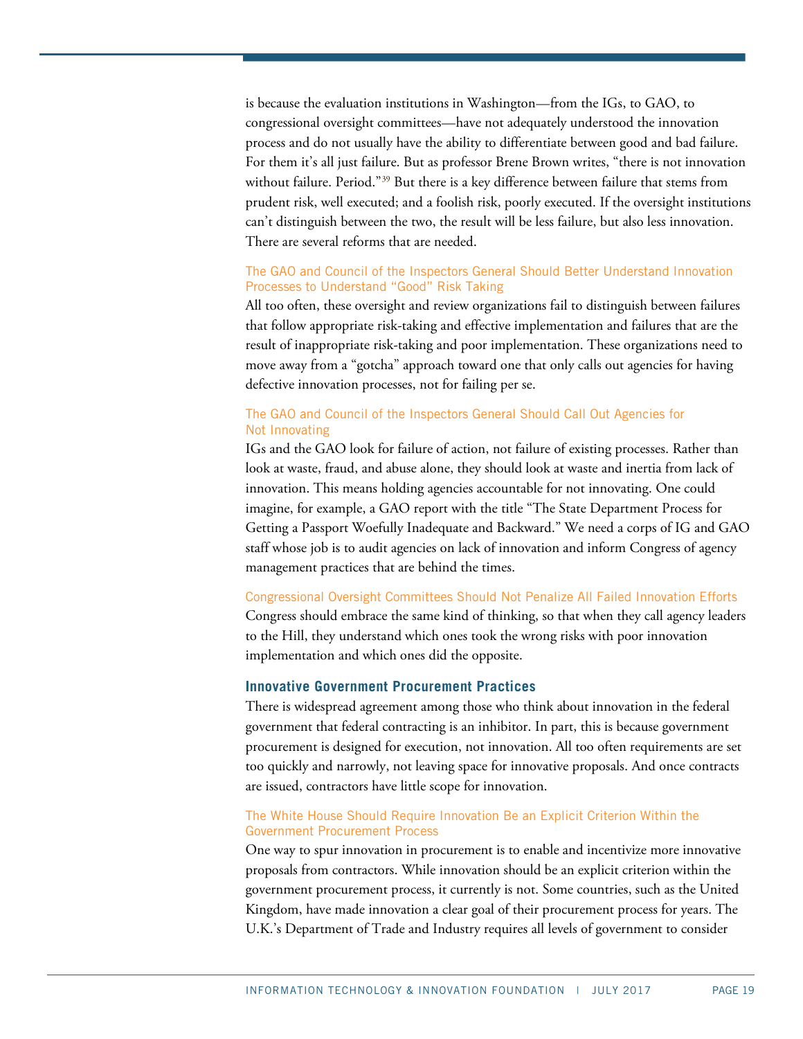is because the evaluation institutions in Washington—from the IGs, to GAO, to congressional oversight committees—have not adequately understood the innovation process and do not usually have the ability to differentiate between good and bad failure. For them it's all just failure. But as professor Brene Brown writes, "there is not innovation without failure. Period."[39] But there is a key difference between failure that stems from prudent risk, well executed; and a foolish risk, poorly executed. If the oversight institutions can't distinguish between the two, the result will be less failure, but also less innovation. There are several reforms that are needed.

#### The GAO and Council of the Inspectors General Should Better Understand Innovation Processes to Understand "Good" Risk Taking

All too often, these oversight and review organizations fail to distinguish between failures that follow appropriate risk-taking and effective implementation and failures that are the result of inappropriate risk-taking and poor implementation. These organizations need to move away from a "gotcha" approach toward one that only calls out agencies for having defective innovation processes, not for failing per se.

#### The GAO and Council of the Inspectors General Should Call Out Agencies for Not Innovating

IGs and the GAO look for failure of action, not failure of existing processes. Rather than look at waste, fraud, and abuse alone, they should look at waste and inertia from lack of innovation. This means holding agencies accountable for not innovating. One could imagine, for example, a GAO report with the title "The State Department Process for Getting a Passport Woefully Inadequate and Backward." We need a corps of IG and GAO staff whose job is to audit agencies on lack of innovation and inform Congress of agency management practices that are behind the times.

#### Congressional Oversight Committees Should Not Penalize All Failed Innovation Efforts

Congress should embrace the same kind of thinking, so that when they call agency leaders to the Hill, they understand which ones took the wrong risks with poor innovation implementation and which ones did the opposite.

### Innovative Government Procurement Practices

There is widespread agreement among those who think about innovation in the federal government that federal contracting is an inhibitor. In part, this is because government procurement is designed for execution, not innovation. All too often requirements are set too quickly and narrowly, not leaving space for innovative proposals. And once contracts are issued, contractors have little scope for innovation.

#### The White House Should Require Innovation Be an Explicit Criterion Within the Government Procurement Process

One way to spur innovation in procurement is to enable and incentivize more innovative proposals from contractors. While innovation should be an explicit criterion within the government procurement process, it currently is not. Some countries, such as the United Kingdom, have made innovation a clear goal of their procurement process for years. The U.K.'s Department of Trade and Industry requires all levels of government to consider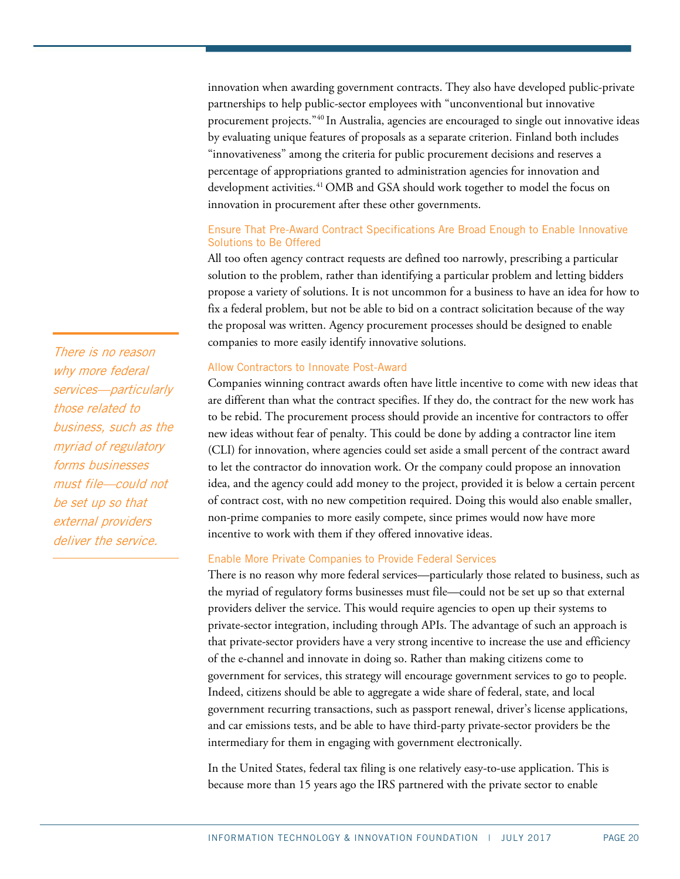innovation when awarding government contracts. They also have developed public-private partnerships to help public-sector employees with "unconventional but innovative procurement projects."[40] In Australia, agencies are encouraged to single out innovative ideas by evaluating unique features of proposals as a separate criterion. Finland both includes "innovativeness" among the criteria for public procurement decisions and reserves a percentage of appropriations granted to administration agencies for innovation and development activities.[41] OMB and GSA should work together to model the focus on innovation in procurement after these other governments.

### Ensure That Pre-Award Contract Specifications Are Broad Enough to Enable Innovative Solutions to Be Offered

All too often agency contract requests are defined too narrowly, prescribing a particular solution to the problem, rather than identifying a particular problem and letting bidders propose a variety of solutions. It is not uncommon for a business to have an idea for how to fix a federal problem, but not be able to bid on a contract solicitation because of the way the proposal was written. Agency procurement processes should be designed to enable companies to more easily identify innovative solutions.

### Allow Contractors to Innovate Post-Award

Companies winning contract awards often have little incentive to come with new ideas that are different than what the contract specifies. If they do, the contract for the new work has to be rebid. The procurement process should provide an incentive for contractors to offer new ideas without fear of penalty. This could be done by adding a contractor line item (CLI) for innovation, where agencies could set aside a small percent of the contract award to let the contractor do innovation work. Or the company could propose an innovation idea, and the agency could add money to the project, provided it is below a certain percent of contract cost, with no new competition required. Doing this would also enable smaller, non-prime companies to more easily compete, since primes would now have more incentive to work with them if they offered innovative ideas.

*There is no reason why more federal services—particularly those related to business, such as the myriad of regulatory forms businesses must file—could not be set up so that external providers deliver the service.*

### Enable More Private Companies to Provide Federal Services

There is no reason why more federal services—particularly those related to business, such as the myriad of regulatory forms businesses must file—could not be set up so that external providers deliver the service. This would require agencies to open up their systems to private-sector integration, including through APIs. The advantage of such an approach is that private-sector providers have a very strong incentive to increase the use and efficiency of the e-channel and innovate in doing so. Rather than making citizens come to government for services, this strategy will encourage government services to go to people. Indeed, citizens should be able to aggregate a wide share of federal, state, and local government recurring transactions, such as passport renewal, driver's license applications, and car emissions tests, and be able to have third-party private-sector providers be the intermediary for them in engaging with government electronically.

In the United States, federal tax filing is one relatively easy-to-use application. This is because more than 15 years ago the IRS partnered with the private sector to enable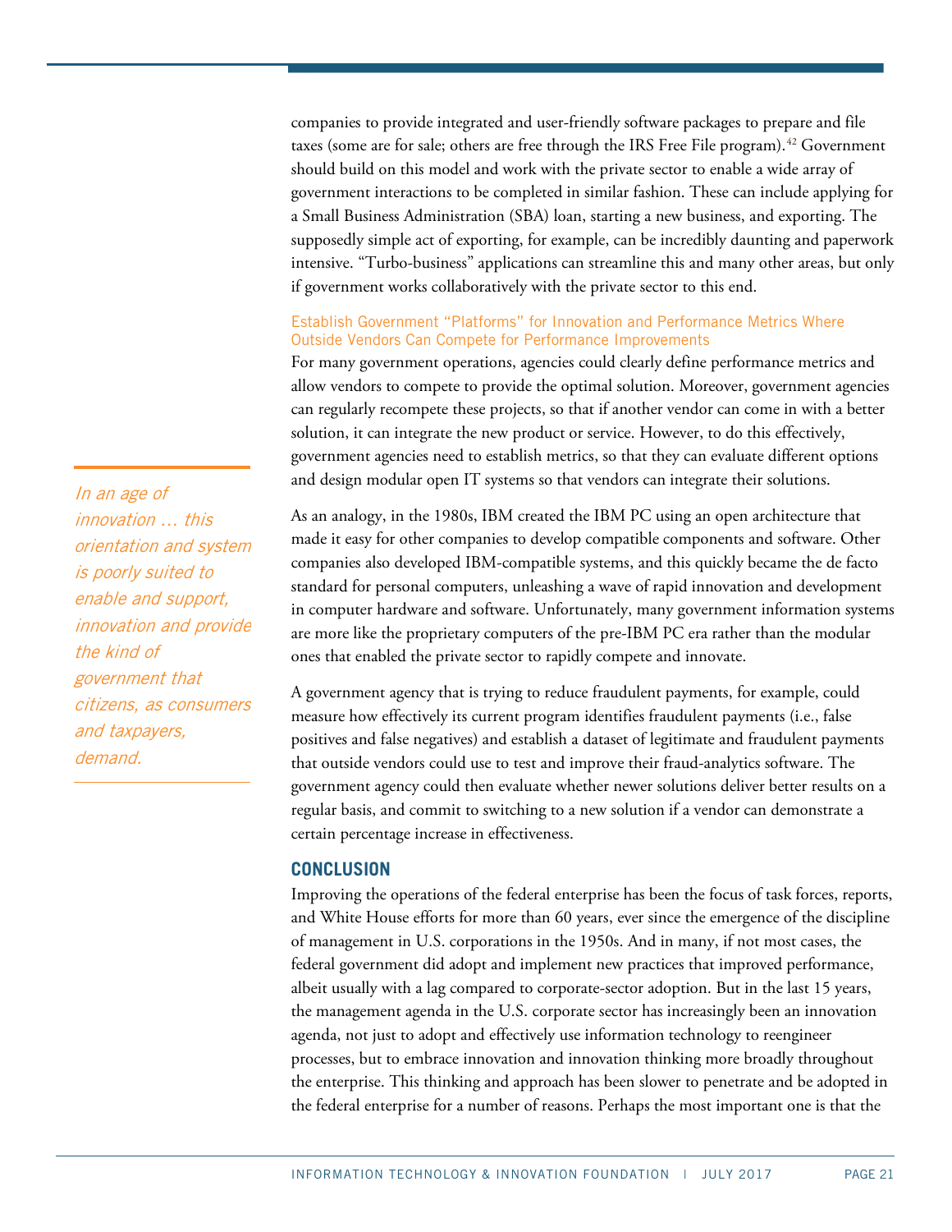companies to provide integrated and user-friendly software packages to prepare and file taxes (some are for sale; others are free through the IRS Free File program).[42] Government should build on this model and work with the private sector to enable a wide array of government interactions to be completed in similar fashion. These can include applying for a Small Business Administration (SBA) loan, starting a new business, and exporting. The supposedly simple act of exporting, for example, can be incredibly daunting and paperwork intensive. "Turbo-business" applications can streamline this and many other areas, but only if government works collaboratively with the private sector to this end.

### Establish Government "Platforms" for Innovation and Performance Metrics Where Outside Vendors Can Compete for Performance Improvements

For many government operations, agencies could clearly define performance metrics and allow vendors to compete to provide the optimal solution. Moreover, government agencies can regularly recompete these projects, so that if another vendor can come in with a better solution, it can integrate the new product or service. However, to do this effectively, government agencies need to establish metrics, so that they can evaluate different options and design modular open IT systems so that vendors can integrate their solutions.

*In an age of innovation … this orientation and system is poorly suited to enable and support, innovation and provide the kind of government that citizens, as consumers and taxpayers, demand.*

As an analogy, in the 1980s, IBM created the IBM PC using an open architecture that made it easy for other companies to develop compatible components and software. Other companies also developed IBM-compatible systems, and this quickly became the de facto standard for personal computers, unleashing a wave of rapid innovation and development in computer hardware and software. Unfortunately, many government information systems are more like the proprietary computers of the pre-IBM PC era rather than the modular ones that enabled the private sector to rapidly compete and innovate.

A government agency that is trying to reduce fraudulent payments, for example, could measure how effectively its current program identifies fraudulent payments (i.e., false positives and false negatives) and establish a dataset of legitimate and fraudulent payments that outside vendors could use to test and improve their fraud-analytics software. The government agency could then evaluate whether newer solutions deliver better results on a regular basis, and commit to switching to a new solution if a vendor can demonstrate a certain percentage increase in effectiveness.

## CONCLUSION

Improving the operations of the federal enterprise has been the focus of task forces, reports, and White House efforts for more than 60 years, ever since the emergence of the discipline of management in U.S. corporations in the 1950s. And in many, if not most cases, the federal government did adopt and implement new practices that improved performance, albeit usually with a lag compared to corporate-sector adoption. But in the last 15 years, the management agenda in the U.S. corporate sector has increasingly been an innovation agenda, not just to adopt and effectively use information technology to reengineer processes, but to embrace innovation and innovation thinking more broadly throughout the enterprise. This thinking and approach has been slower to penetrate and be adopted in the federal enterprise for a number of reasons. Perhaps the most important one is that the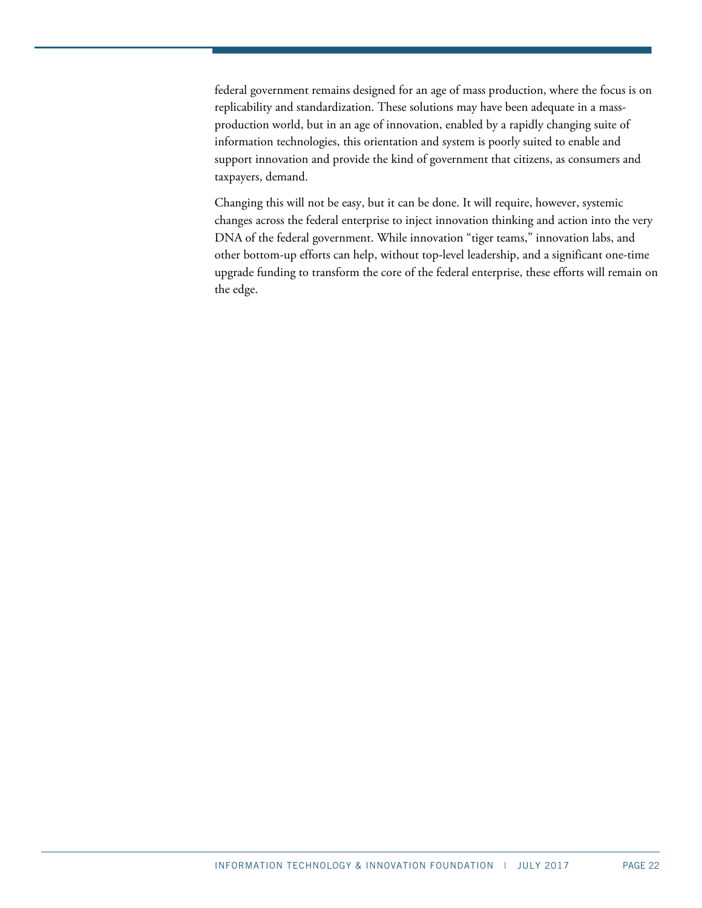federal government remains designed for an age of mass production, where the focus is on replicability and standardization. These solutions may have been adequate in a mass-production world, but in an age of innovation, enabled by a rapidly changing suite of information technologies, this orientation and system is poorly suited to enable and support innovation and provide the kind of government that citizens, as consumers and taxpayers, demand.

Changing this will not be easy, but it can be done. It will require, however, systemic changes across the federal enterprise to inject innovation thinking and action into the very DNA of the federal government. While innovation "tiger teams," innovation labs, and other bottom-up efforts can help, without top-level leadership, and a significant one-time upgrade funding to transform the core of the federal enterprise, these efforts will remain on the edge.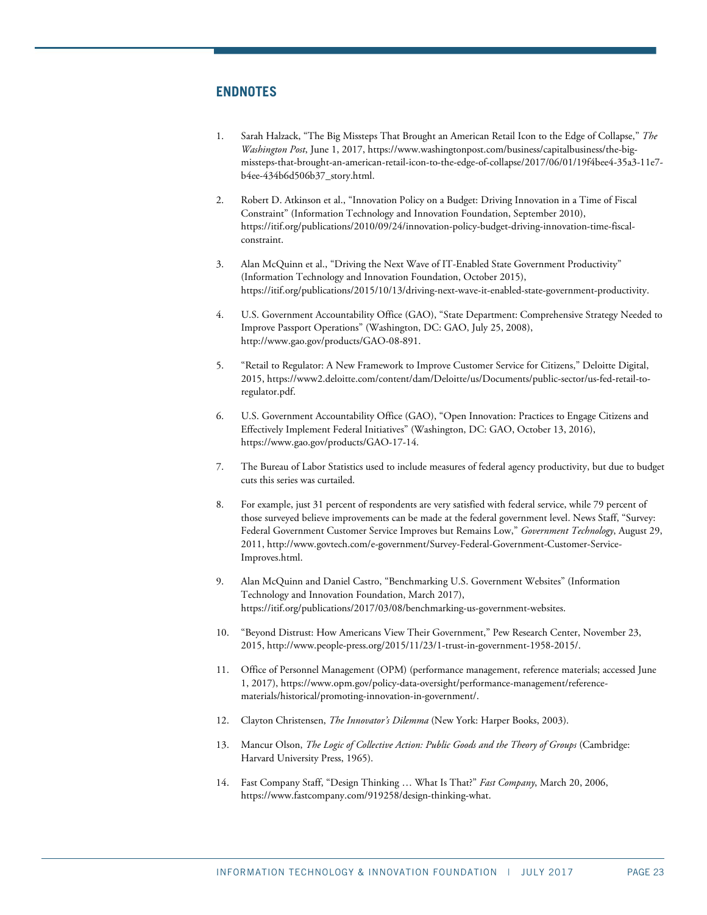## ENDNOTES

1. Sarah Halzack, "The Big Missteps That Brought an American Retail Icon to the Edge of Collapse," *The Washington Post*, June 1, 2017, https://www.washingtonpost.com/business/capitalbusiness/the-big-missteps-that-brought-an-american-retail-icon-to-the-edge-of-collapse/2017/06/01/19f4bee4-35a3-11e7-b4ee-434b6d506b37_story.html.

2. Robert D. Atkinson et al., "Innovation Policy on a Budget: Driving Innovation in a Time of Fiscal Constraint" (Information Technology and Innovation Foundation, September 2010), https://itif.org/publications/2010/09/24/innovation-policy-budget-driving-innovation-time-fiscal-constraint.

3. Alan McQuinn et al., "Driving the Next Wave of IT-Enabled State Government Productivity" (Information Technology and Innovation Foundation, October 2015), https://itif.org/publications/2015/10/13/driving-next-wave-it-enabled-state-government-productivity.

4. U.S. Government Accountability Office (GAO), "State Department: Comprehensive Strategy Needed to Improve Passport Operations" (Washington, DC: GAO, July 25, 2008), http://www.gao.gov/products/GAO-08-891.

5. "Retail to Regulator: A New Framework to Improve Customer Service for Citizens," Deloitte Digital, 2015, https://www2.deloitte.com/content/dam/Deloitte/us/Documents/public-sector/us-fed-retail-to-regulator.pdf.

6. U.S. Government Accountability Office (GAO), "Open Innovation: Practices to Engage Citizens and Effectively Implement Federal Initiatives" (Washington, DC: GAO, October 13, 2016), https://www.gao.gov/products/GAO-17-14.

7. The Bureau of Labor Statistics used to include measures of federal agency productivity, but due to budget cuts this series was curtailed.

8. For example, just 31 percent of respondents are very satisfied with federal service, while 79 percent of those surveyed believe improvements can be made at the federal government level. News Staff, "Survey: Federal Government Customer Service Improves but Remains Low," *Government Technology*, August 29, 2011, http://www.govtech.com/e-government/Survey-Federal-Government-Customer-Service-Improves.html.

9. Alan McQuinn and Daniel Castro, "Benchmarking U.S. Government Websites" (Information Technology and Innovation Foundation, March 2017), https://itif.org/publications/2017/03/08/benchmarking-us-government-websites.

10. "Beyond Distrust: How Americans View Their Government," Pew Research Center, November 23, 2015, http://www.people-press.org/2015/11/23/1-trust-in-government-1958-2015/.

11. Office of Personnel Management (OPM) (performance management, reference materials; accessed June 1, 2017), https://www.opm.gov/policy-data-oversight/performance-management/reference-materials/historical/promoting-innovation-in-government/.

12. Clayton Christensen, *The Innovator's Dilemma* (New York: Harper Books, 2003).

13. Mancur Olson, *The Logic of Collective Action: Public Goods and the Theory of Groups* (Cambridge: Harvard University Press, 1965).

14. Fast Company Staff, "Design Thinking … What Is That?" *Fast Company*, March 20, 2006, https://www.fastcompany.com/919258/design-thinking-what.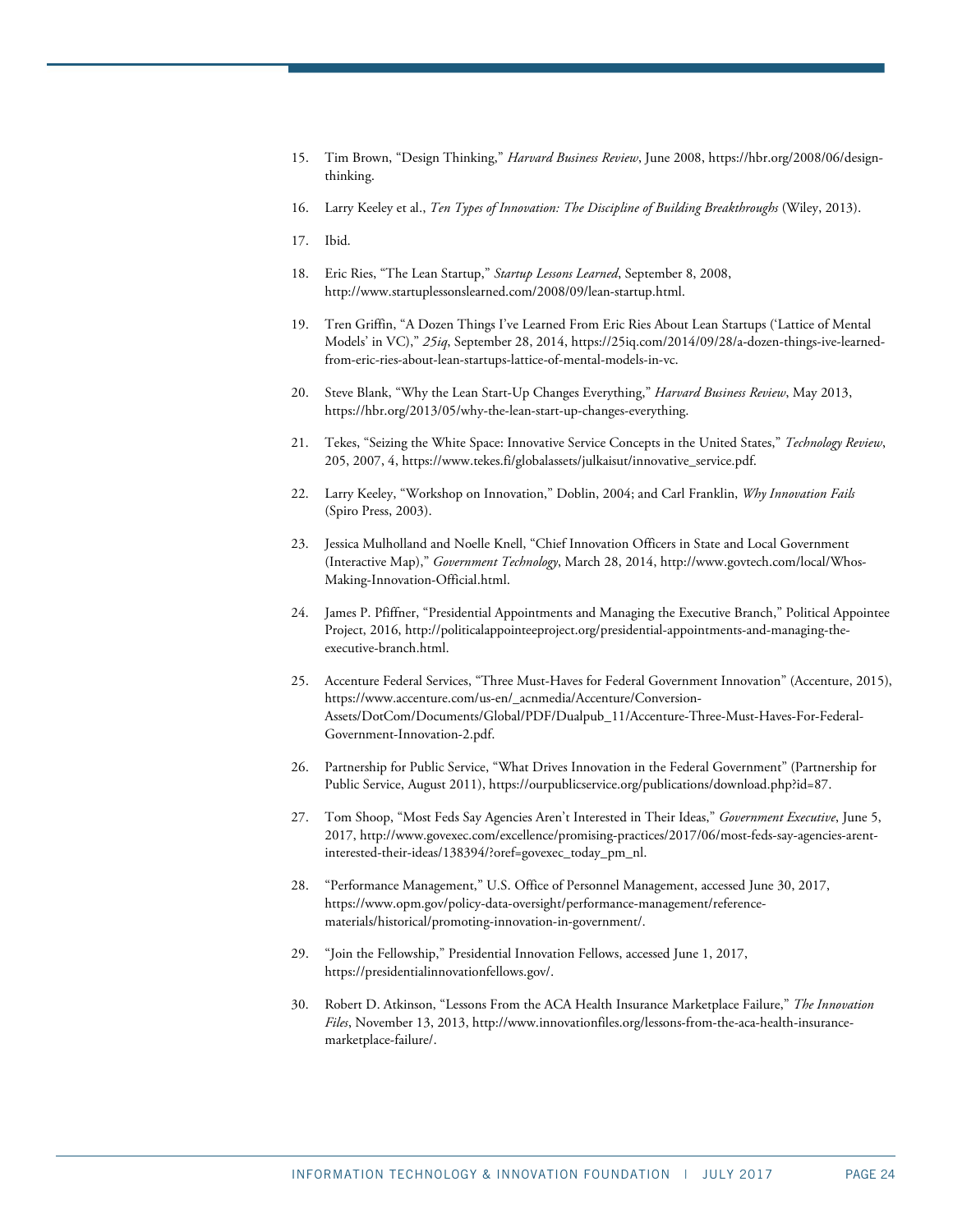15. Tim Brown, "Design Thinking," *Harvard Business Review*, June 2008, https://hbr.org/2008/06/design-thinking.

16. Larry Keeley et al., *Ten Types of Innovation: The Discipline of Building Breakthroughs* (Wiley, 2013).

17. Ibid.

18. Eric Ries, "The Lean Startup," *Startup Lessons Learned*, September 8, 2008, http://www.startuplessonslearned.com/2008/09/lean-startup.html.

19. Tren Griffin, "A Dozen Things I've Learned From Eric Ries About Lean Startups ('Lattice of Mental Models' in VC)," *25iq*, September 28, 2014, https://25iq.com/2014/09/28/a-dozen-things-ive-learned-from-eric-ries-about-lean-startups-lattice-of-mental-models-in-vc.

20. Steve Blank, "Why the Lean Start-Up Changes Everything," *Harvard Business Review*, May 2013, https://hbr.org/2013/05/why-the-lean-start-up-changes-everything.

21. Tekes, "Seizing the White Space: Innovative Service Concepts in the United States," *Technology Review*, 205, 2007, 4, https://www.tekes.fi/globalassets/julkaisut/innovative_service.pdf.

22. Larry Keeley, "Workshop on Innovation," Doblin, 2004; and Carl Franklin, *Why Innovation Fails* (Spiro Press, 2003).

23. Jessica Mulholland and Noelle Knell, "Chief Innovation Officers in State and Local Government (Interactive Map)," *Government Technology*, March 28, 2014, http://www.govtech.com/local/Whos-Making-Innovation-Official.html.

24. James P. Pfiffner, "Presidential Appointments and Managing the Executive Branch," Political Appointee Project, 2016, http://politicalappointeeproject.org/presidential-appointments-and-managing-the-executive-branch.html.

25. Accenture Federal Services, "Three Must-Haves for Federal Government Innovation" (Accenture, 2015), https://www.accenture.com/us-en/_acnmedia/Accenture/Conversion-Assets/DotCom/Documents/Global/PDF/Dualpub_11/Accenture-Three-Must-Haves-For-Federal-Government-Innovation-2.pdf.

26. Partnership for Public Service, "What Drives Innovation in the Federal Government" (Partnership for Public Service, August 2011), https://ourpublicservice.org/publications/download.php?id=87.

27. Tom Shoop, "Most Feds Say Agencies Aren't Interested in Their Ideas," *Government Executive*, June 5, 2017, http://www.govexec.com/excellence/promising-practices/2017/06/most-feds-say-agencies-arent-interested-their-ideas/138394/?oref=govexec_today_pm_nl.

28. "Performance Management," U.S. Office of Personnel Management, accessed June 30, 2017, https://www.opm.gov/policy-data-oversight/performance-management/reference-materials/historical/promoting-innovation-in-government/.

29. "Join the Fellowship," Presidential Innovation Fellows, accessed June 1, 2017, https://presidentialinnovationfellows.gov/.

30. Robert D. Atkinson, "Lessons From the ACA Health Insurance Marketplace Failure," *The Innovation Files*, November 13, 2013, http://www.innovationfiles.org/lessons-from-the-aca-health-insurance-marketplace-failure/.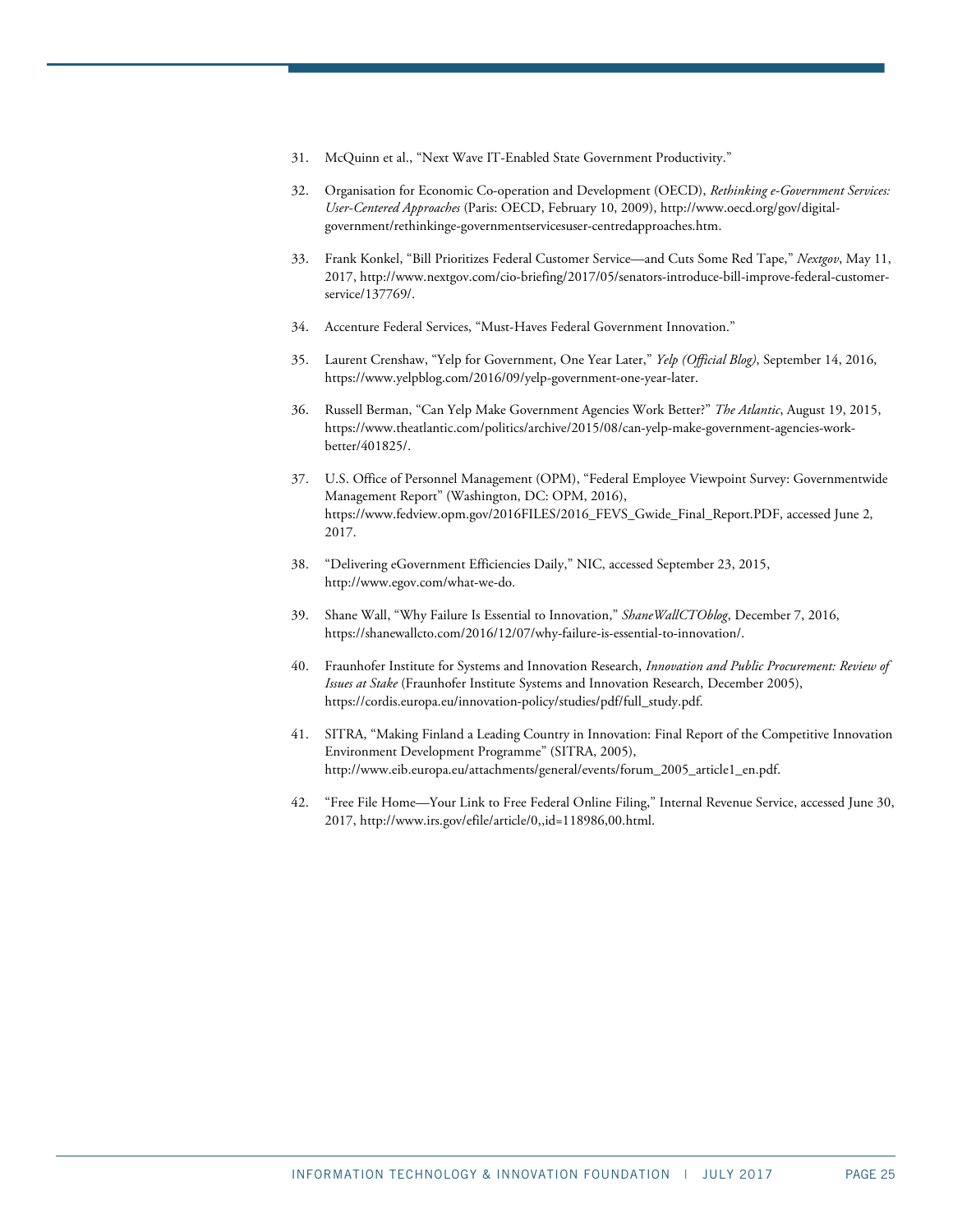31. McQuinn et al., "Next Wave IT-Enabled State Government Productivity."

32. Organisation for Economic Co-operation and Development (OECD), *Rethinking e-Government Services: User-Centered Approaches* (Paris: OECD, February 10, 2009), http://www.oecd.org/gov/digital-government/rethinkinge-governmentservicesuser-centredapproaches.htm.

33. Frank Konkel, "Bill Prioritizes Federal Customer Service—and Cuts Some Red Tape," *Nextgov*, May 11, 2017, http://www.nextgov.com/cio-briefing/2017/05/senators-introduce-bill-improve-federal-customer-service/137769/.

34. Accenture Federal Services, "Must-Haves Federal Government Innovation."

35. Laurent Crenshaw, "Yelp for Government, One Year Later," *Yelp (Official Blog)*, September 14, 2016, https://www.yelpblog.com/2016/09/yelp-government-one-year-later.

36. Russell Berman, "Can Yelp Make Government Agencies Work Better?" *The Atlantic*, August 19, 2015, https://www.theatlantic.com/politics/archive/2015/08/can-yelp-make-government-agencies-work-better/401825/.

37. U.S. Office of Personnel Management (OPM), "Federal Employee Viewpoint Survey: Governmentwide Management Report" (Washington, DC: OPM, 2016), https://www.fedview.opm.gov/2016FILES/2016_FEVS_Gwide_Final_Report.PDF, accessed June 2, 2017.

38. "Delivering eGovernment Efficiencies Daily," NIC, accessed September 23, 2015, http://www.egov.com/what-we-do.

39. Shane Wall, "Why Failure Is Essential to Innovation," *ShaneWallCTOblog*, December 7, 2016, https://shanewallcto.com/2016/12/07/why-failure-is-essential-to-innovation/.

40. Fraunhofer Institute for Systems and Innovation Research, *Innovation and Public Procurement: Review of Issues at Stake* (Fraunhofer Institute Systems and Innovation Research, December 2005), https://cordis.europa.eu/innovation-policy/studies/pdf/full_study.pdf.

41. SITRA, "Making Finland a Leading Country in Innovation: Final Report of the Competitive Innovation Environment Development Programme" (SITRA, 2005), http://www.eib.europa.eu/attachments/general/events/forum_2005_article1_en.pdf.

42. "Free File Home—Your Link to Free Federal Online Filing," Internal Revenue Service, accessed June 30, 2017, http://www.irs.gov/efile/article/0,,id=118986,00.html.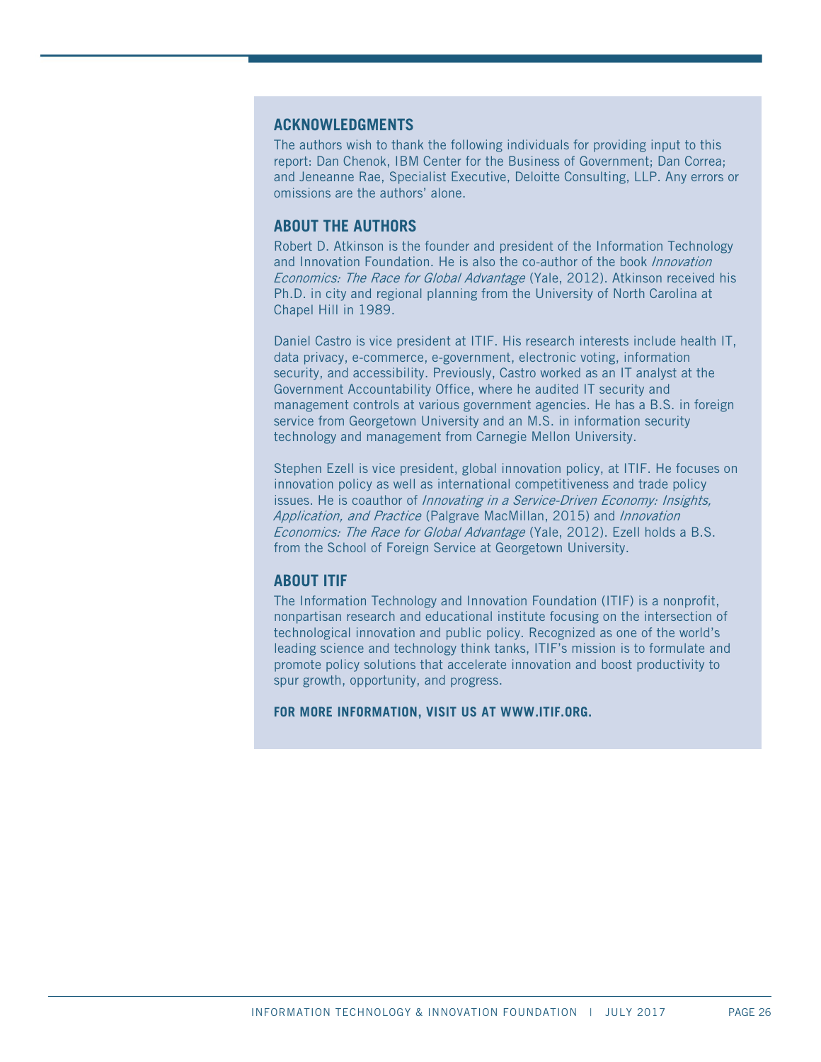## ACKNOWLEDGMENTS

The authors wish to thank the following individuals for providing input to this report: Dan Chenok, IBM Center for the Business of Government; Dan Correa; and Jeneanne Rae, Specialist Executive, Deloitte Consulting, LLP. Any errors or omissions are the authors' alone.

## ABOUT THE AUTHORS

Robert D. Atkinson is the founder and president of the Information Technology and Innovation Foundation. He is also the co-author of the book *Innovation Economics: The Race for Global Advantage* (Yale, 2012). Atkinson received his Ph.D. in city and regional planning from the University of North Carolina at Chapel Hill in 1989.

Daniel Castro is vice president at ITIF. His research interests include health IT, data privacy, e-commerce, e-government, electronic voting, information security, and accessibility. Previously, Castro worked as an IT analyst at the Government Accountability Office, where he audited IT security and management controls at various government agencies. He has a B.S. in foreign service from Georgetown University and an M.S. in information security technology and management from Carnegie Mellon University.

Stephen Ezell is vice president, global innovation policy, at ITIF. He focuses on innovation policy as well as international competitiveness and trade policy issues. He is coauthor of *Innovating in a Service-Driven Economy: Insights, Application, and Practice* (Palgrave MacMillan, 2015) and *Innovation Economics: The Race for Global Advantage* (Yale, 2012). Ezell holds a B.S. from the School of Foreign Service at Georgetown University.

## ABOUT ITIF

The Information Technology and Innovation Foundation (ITIF) is a nonprofit, nonpartisan research and educational institute focusing on the intersection of technological innovation and public policy. Recognized as one of the world's leading science and technology think tanks, ITIF's mission is to formulate and promote policy solutions that accelerate innovation and boost productivity to spur growth, opportunity, and progress.

**FOR MORE INFORMATION, VISIT US AT WWW.ITIF.ORG.**